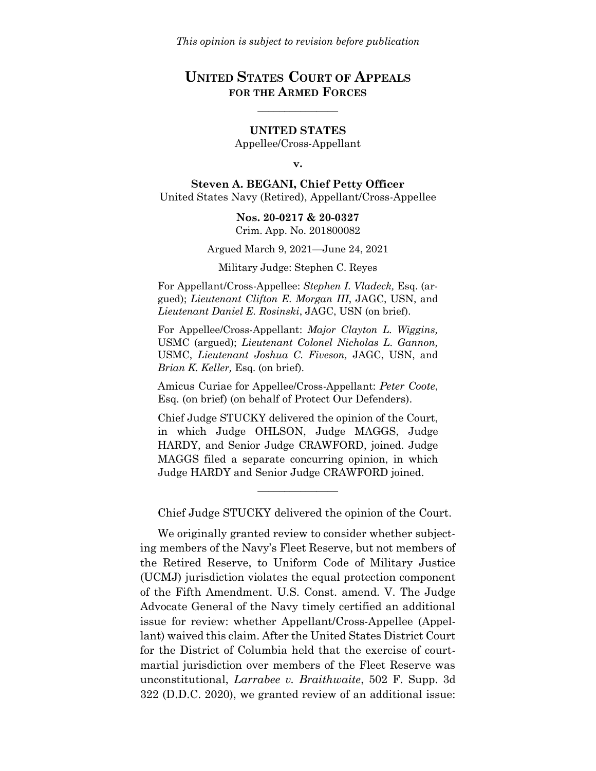*This opinion is subject to revision before publication*

# UNITED STATES COURT OF APPEALS FOR THE ARMED FORCES

---

**UNITED STATES**

Appellee/Cross-Appellant

**v.**

**Steven A. BEGANI, Chief Petty Officer**

United States Navy (Retired), Appellant/Cross-Appellee

**Nos. 20-0217 & 20-0327**

Crim. App. No. 201800082

Argued March 9, 2021—June 24, 2021

Military Judge: Stephen C. Reyes

For Appellant/Cross-Appellee: *Stephen I. Vladeck,* Esq. (argued); *Lieutenant Clifton E. Morgan III,* JAGC, USN, and *Lieutenant Daniel E. Rosinski*, JAGC, USN (on brief).

For Appellee/Cross-Appellant: *Major Clayton L. Wiggins,* USMC (argued); *Lieutenant Colonel Nicholas L. Gannon,* USMC, *Lieutenant Joshua C. Fiveson,* JAGC, USN, and *Brian K. Keller,* Esq. (on brief).

Amicus Curiae for Appellee/Cross-Appellant: *Peter Coote*, Esq. (on brief) (on behalf of Protect Our Defenders).

Chief Judge STUCKY delivered the opinion of the Court, in which Judge OHLSON, Judge MAGGS, Judge HARDY, and Senior Judge CRAWFORD, joined. Judge MAGGS filed a separate concurring opinion, in which Judge HARDY and Senior Judge CRAWFORD joined.

---

Chief Judge STUCKY delivered the opinion of the Court.

We originally granted review to consider whether subjecting members of the Navy's Fleet Reserve, but not members of the Retired Reserve, to Uniform Code of Military Justice (UCMJ) jurisdiction violates the equal protection component of the Fifth Amendment. U.S. Const. amend. V. The Judge Advocate General of the Navy timely certified an additional issue for review: whether Appellant/Cross-Appellee (Appellant) waived this claim. After the United States District Court for the District of Columbia held that the exercise of court-martial jurisdiction over members of the Fleet Reserve was unconstitutional, *Larrabee v. Braithwaite*, 502 F. Supp. 3d 322 (D.D.C. 2020), we granted review of an additional issue: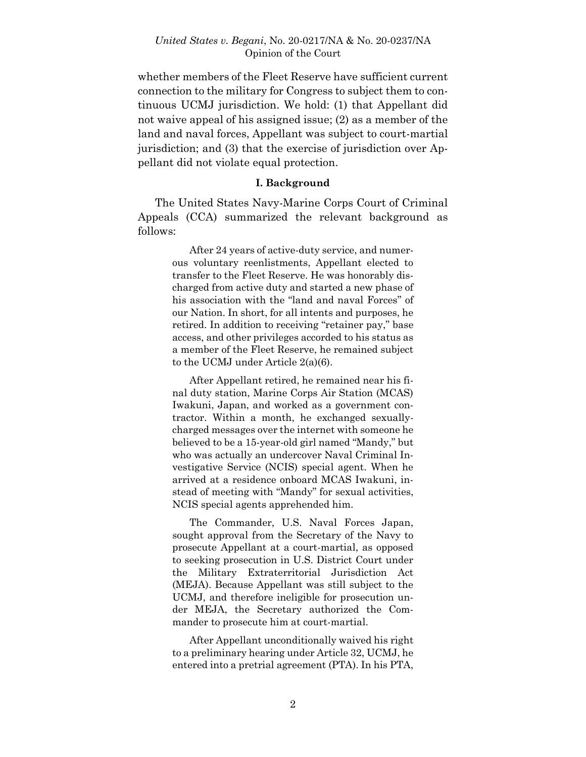whether members of the Fleet Reserve have sufficient current connection to the military for Congress to subject them to continuous UCMJ jurisdiction. We hold: (1) that Appellant did not waive appeal of his assigned issue; (2) as a member of the land and naval forces, Appellant was subject to court-martial jurisdiction; and (3) that the exercise of jurisdiction over Appellant did not violate equal protection.

## I. Background

The United States Navy-Marine Corps Court of Criminal Appeals (CCA) summarized the relevant background as follows:

> After 24 years of active-duty service, and numerous voluntary reenlistments, Appellant elected to transfer to the Fleet Reserve. He was honorably discharged from active duty and started a new phase of his association with the "land and naval Forces" of our Nation. In short, for all intents and purposes, he retired. In addition to receiving "retainer pay," base access, and other privileges accorded to his status as a member of the Fleet Reserve, he remained subject to the UCMJ under Article 2(a)(6).
>
> After Appellant retired, he remained near his final duty station, Marine Corps Air Station (MCAS) Iwakuni, Japan, and worked as a government contractor. Within a month, he exchanged sexually-charged messages over the internet with someone he believed to be a 15-year-old girl named "Mandy," but who was actually an undercover Naval Criminal Investigative Service (NCIS) special agent. When he arrived at a residence onboard MCAS Iwakuni, instead of meeting with "Mandy" for sexual activities, NCIS special agents apprehended him.
>
> The Commander, U.S. Naval Forces Japan, sought approval from the Secretary of the Navy to prosecute Appellant at a court-martial, as opposed to seeking prosecution in U.S. District Court under the Military Extraterritorial Jurisdiction Act (MEJA). Because Appellant was still subject to the UCMJ, and therefore ineligible for prosecution under MEJA, the Secretary authorized the Commander to prosecute him at court-martial.
>
> After Appellant unconditionally waived his right to a preliminary hearing under Article 32, UCMJ, he entered into a pretrial agreement (PTA). In his PTA,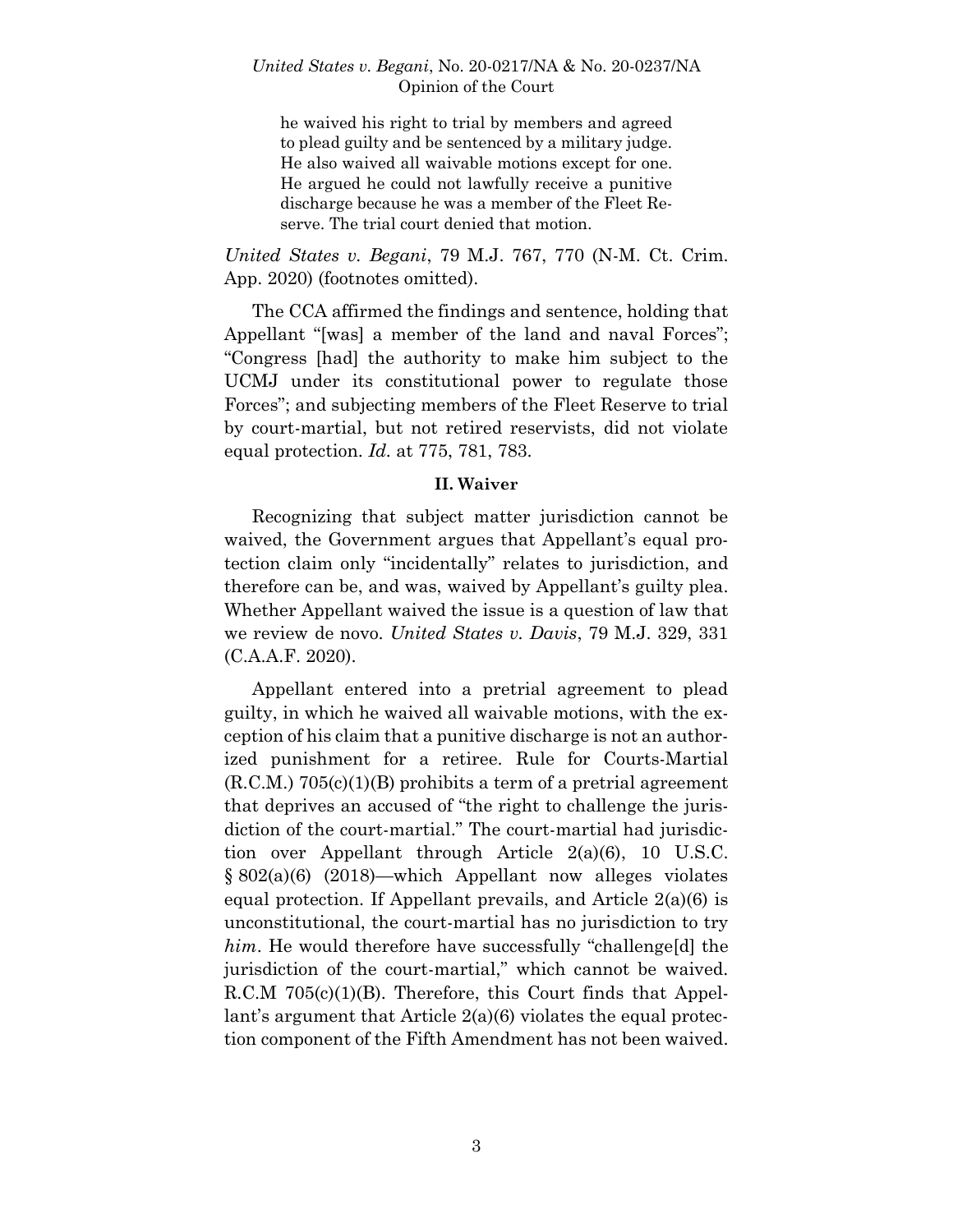> he waived his right to trial by members and agreed to plead guilty and be sentenced by a military judge. He also waived all waivable motions except for one. He argued he could not lawfully receive a punitive discharge because he was a member of the Fleet Reserve. The trial court denied that motion.

*United States v. Begani*, 79 M.J. 767, 770 (N-M. Ct. Crim. App. 2020) (footnotes omitted).

The CCA affirmed the findings and sentence, holding that Appellant "[was] a member of the land and naval Forces"; "Congress [had] the authority to make him subject to the UCMJ under its constitutional power to regulate those Forces"; and subjecting members of the Fleet Reserve to trial by court-martial, but not retired reservists, did not violate equal protection. *Id.* at 775, 781, 783.

## II. Waiver

Recognizing that subject matter jurisdiction cannot be waived, the Government argues that Appellant's equal protection claim only "incidentally" relates to jurisdiction, and therefore can be, and was, waived by Appellant's guilty plea. Whether Appellant waived the issue is a question of law that we review de novo. *United States v. Davis*, 79 M.J. 329, 331 (C.A.A.F. 2020).

Appellant entered into a pretrial agreement to plead guilty, in which he waived all waivable motions, with the exception of his claim that a punitive discharge is not an authorized punishment for a retiree. Rule for Courts-Martial (R.C.M.) 705(c)(1)(B) prohibits a term of a pretrial agreement that deprives an accused of "the right to challenge the jurisdiction of the court-martial." The court-martial had jurisdiction over Appellant through Article 2(a)(6), 10 U.S.C. § 802(a)(6) (2018)—which Appellant now alleges violates equal protection. If Appellant prevails, and Article 2(a)(6) is unconstitutional, the court-martial has no jurisdiction to try *him*. He would therefore have successfully "challenge[d] the jurisdiction of the court-martial," which cannot be waived. R.C.M 705(c)(1)(B). Therefore, this Court finds that Appellant's argument that Article 2(a)(6) violates the equal protection component of the Fifth Amendment has not been waived.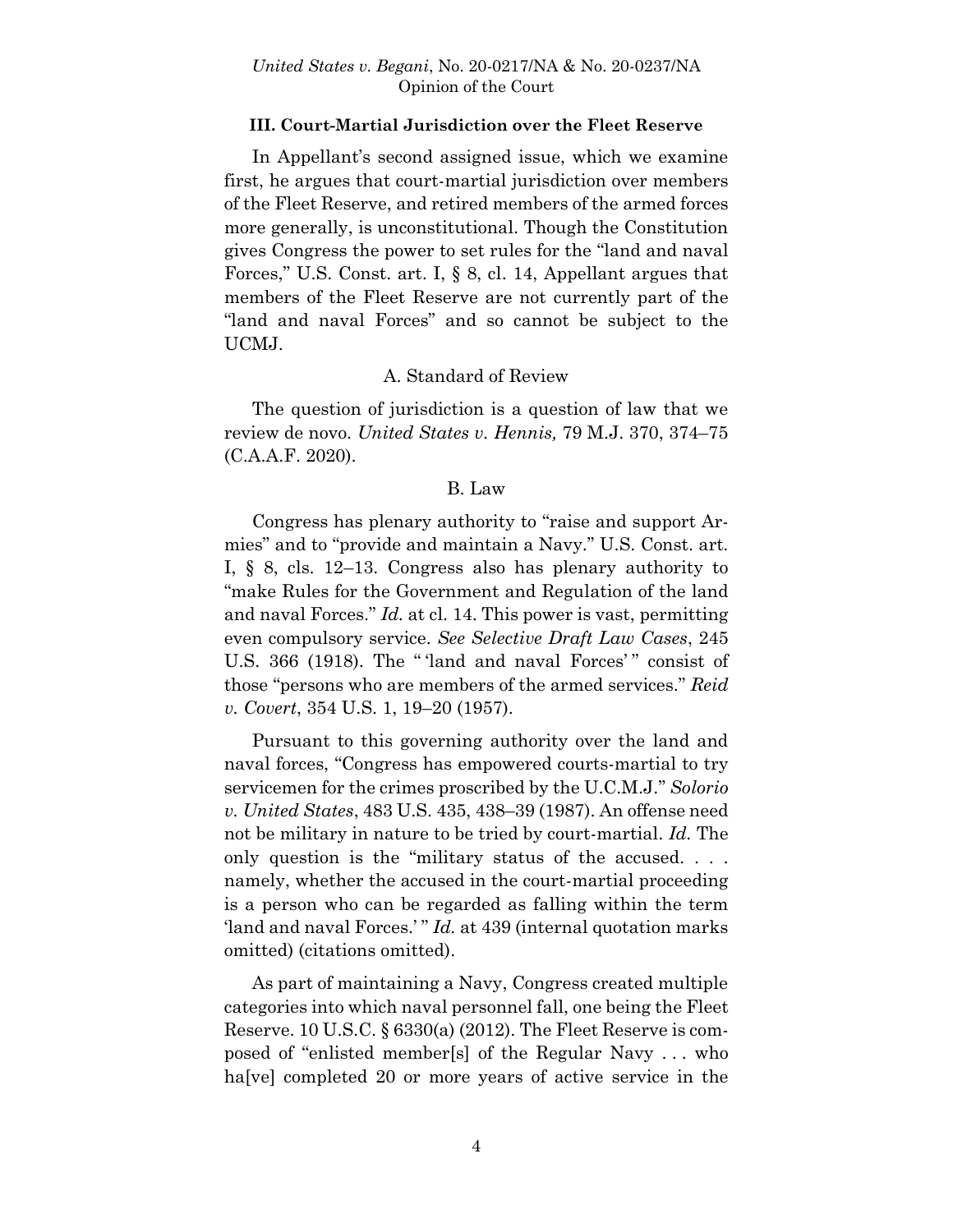### III. Court-Martial Jurisdiction over the Fleet Reserve

In Appellant's second assigned issue, which we examine first, he argues that court-martial jurisdiction over members of the Fleet Reserve, and retired members of the armed forces more generally, is unconstitutional. Though the Constitution gives Congress the power to set rules for the "land and naval Forces," U.S. Const. art. I, § 8, cl. 14, Appellant argues that members of the Fleet Reserve are not currently part of the "land and naval Forces" and so cannot be subject to the UCMJ.

#### A. Standard of Review

The question of jurisdiction is a question of law that we review de novo. *United States v. Hennis,* 79 M.J. 370, 374–75 (C.A.A.F. 2020).

#### B. Law

Congress has plenary authority to "raise and support Armies" and to "provide and maintain a Navy." U.S. Const. art. I, § 8, cls. 12–13. Congress also has plenary authority to "make Rules for the Government and Regulation of the land and naval Forces." *Id.* at cl. 14. This power is vast, permitting even compulsory service. *See Selective Draft Law Cases*, 245 U.S. 366 (1918). The " 'land and naval Forces' " consist of those "persons who are members of the armed services." *Reid v. Covert*, 354 U.S. 1, 19–20 (1957).

Pursuant to this governing authority over the land and naval forces, "Congress has empowered courts-martial to try servicemen for the crimes proscribed by the U.C.M.J." *Solorio v. United States*, 483 U.S. 435, 438–39 (1987). An offense need not be military in nature to be tried by court-martial. *Id.* The only question is the "military status of the accused. . . . namely, whether the accused in the court-martial proceeding is a person who can be regarded as falling within the term 'land and naval Forces.' " *Id.* at 439 (internal quotation marks omitted) (citations omitted).

As part of maintaining a Navy, Congress created multiple categories into which naval personnel fall, one being the Fleet Reserve. 10 U.S.C. § 6330(a) (2012). The Fleet Reserve is composed of "enlisted member[s] of the Regular Navy . . . who ha[ve] completed 20 or more years of active service in the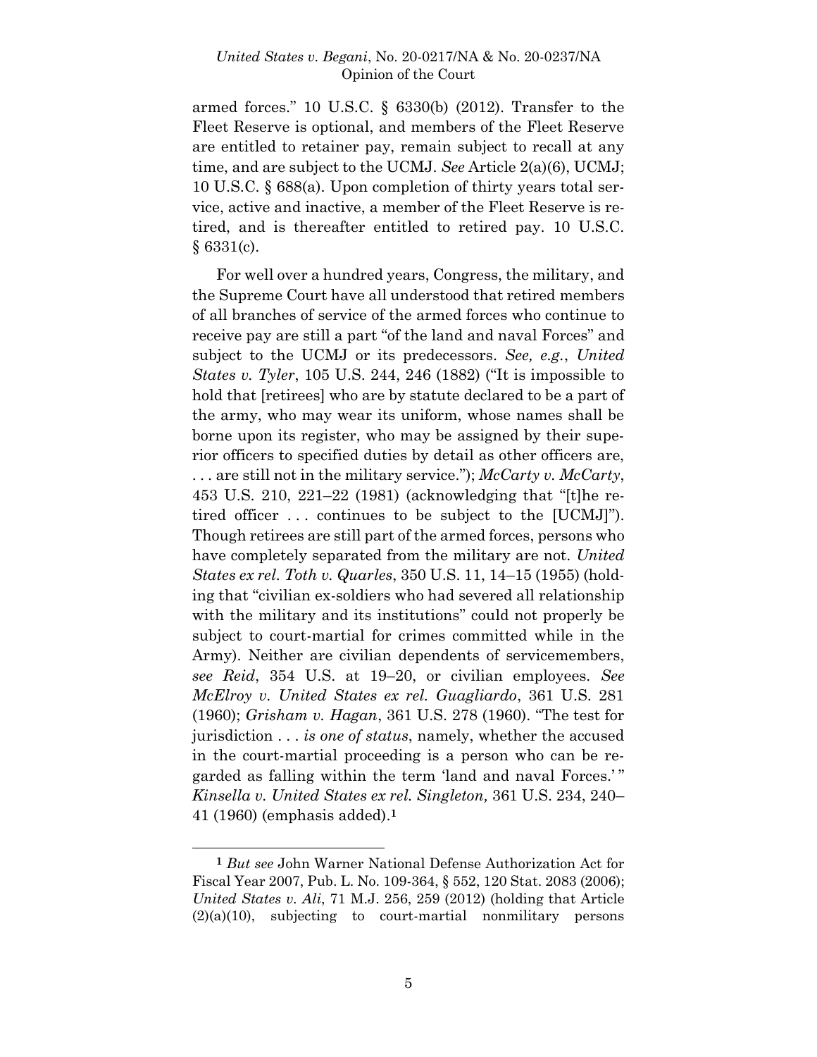armed forces." 10 U.S.C. § 6330(b) (2012). Transfer to the Fleet Reserve is optional, and members of the Fleet Reserve are entitled to retainer pay, remain subject to recall at any time, and are subject to the UCMJ. *See* Article 2(a)(6), UCMJ; 10 U.S.C. § 688(a). Upon completion of thirty years total service, active and inactive, a member of the Fleet Reserve is retired, and is thereafter entitled to retired pay. 10 U.S.C. § 6331(c).

For well over a hundred years, Congress, the military, and the Supreme Court have all understood that retired members of all branches of service of the armed forces who continue to receive pay are still a part "of the land and naval Forces" and subject to the UCMJ or its predecessors. *See, e.g.*, *United States v. Tyler*, 105 U.S. 244, 246 (1882) ("It is impossible to hold that [retirees] who are by statute declared to be a part of the army, who may wear its uniform, whose names shall be borne upon its register, who may be assigned by their superior officers to specified duties by detail as other officers are, . . . are still not in the military service."); *McCarty v. McCarty*, 453 U.S. 210, 221–22 (1981) (acknowledging that "[t]he retired officer . . . continues to be subject to the [UCMJ]"). Though retirees are still part of the armed forces, persons who have completely separated from the military are not. *United States ex rel. Toth v. Quarles*, 350 U.S. 11, 14–15 (1955) (holding that "civilian ex-soldiers who had severed all relationship with the military and its institutions" could not properly be subject to court-martial for crimes committed while in the Army). Neither are civilian dependents of servicemembers, *see Reid*, 354 U.S. at 19–20, or civilian employees. *See McElroy v. United States ex rel. Guagliardo*, 361 U.S. 281 (1960); *Grisham v. Hagan*, 361 U.S. 278 (1960). "The test for jurisdiction . . . *is one of status*, namely, whether the accused in the court-martial proceeding is a person who can be regarded as falling within the term 'land and naval Forces.' " *Kinsella v. United States ex rel. Singleton,* 361 U.S. 234, 240–41 (1960) (emphasis added).[1]

[1] *But see* John Warner National Defense Authorization Act for Fiscal Year 2007, Pub. L. No. 109-364, § 552, 120 Stat. 2083 (2006); *United States v. Ali*, 71 M.J. 256, 259 (2012) (holding that Article (2)(a)(10), subjecting to court-martial nonmilitary persons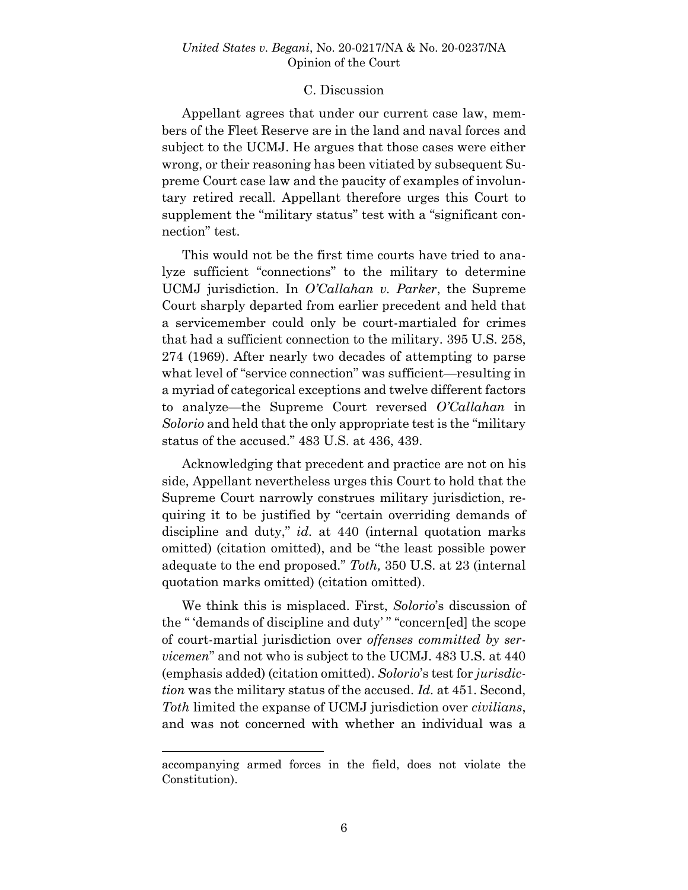### C. Discussion

Appellant agrees that under our current case law, members of the Fleet Reserve are in the land and naval forces and subject to the UCMJ. He argues that those cases were either wrong, or their reasoning has been vitiated by subsequent Supreme Court case law and the paucity of examples of involuntary retired recall. Appellant therefore urges this Court to supplement the "military status" test with a "significant connection" test.

This would not be the first time courts have tried to analyze sufficient "connections" to the military to determine UCMJ jurisdiction. In *O'Callahan v. Parker*, the Supreme Court sharply departed from earlier precedent and held that a servicemember could only be court-martialed for crimes that had a sufficient connection to the military. 395 U.S. 258, 274 (1969). After nearly two decades of attempting to parse what level of "service connection" was sufficient—resulting in a myriad of categorical exceptions and twelve different factors to analyze—the Supreme Court reversed *O'Callahan* in *Solorio* and held that the only appropriate test is the "military status of the accused." 483 U.S. at 436, 439.

Acknowledging that precedent and practice are not on his side, Appellant nevertheless urges this Court to hold that the Supreme Court narrowly construes military jurisdiction, requiring it to be justified by "certain overriding demands of discipline and duty," *id.* at 440 (internal quotation marks omitted) (citation omitted), and be "the least possible power adequate to the end proposed." *Toth,* 350 U.S. at 23 (internal quotation marks omitted) (citation omitted).

We think this is misplaced. First, *Solorio*'s discussion of the " 'demands of discipline and duty' " "concern[ed] the scope of court-martial jurisdiction over *offenses committed by servicemen*" and not who is subject to the UCMJ. 483 U.S. at 440 (emphasis added) (citation omitted). *Solorio*'s test for *jurisdiction* was the military status of the accused. *Id.* at 451. Second, *Toth* limited the expanse of UCMJ jurisdiction over *civilians*, and was not concerned with whether an individual was a

---

accompanying armed forces in the field, does not violate the Constitution).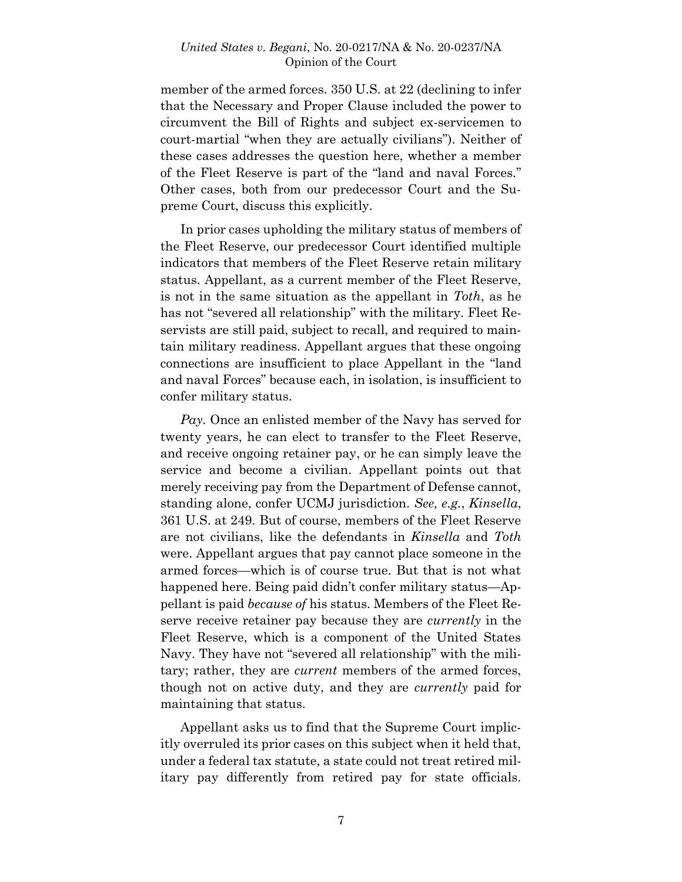member of the armed forces. 350 U.S. at 22 (declining to infer that the Necessary and Proper Clause included the power to circumvent the Bill of Rights and subject ex-servicemen to court-martial "when they are actually civilians"). Neither of these cases addresses the question here, whether a member of the Fleet Reserve is part of the "land and naval Forces." Other cases, both from our predecessor Court and the Supreme Court, discuss this explicitly.

In prior cases upholding the military status of members of the Fleet Reserve, our predecessor Court identified multiple indicators that members of the Fleet Reserve retain military status. Appellant, as a current member of the Fleet Reserve, is not in the same situation as the appellant in *Toth*, as he has not "severed all relationship" with the military. Fleet Reservists are still paid, subject to recall, and required to maintain military readiness. Appellant argues that these ongoing connections are insufficient to place Appellant in the "land and naval Forces" because each, in isolation, is insufficient to confer military status.

*Pay.* Once an enlisted member of the Navy has served for twenty years, he can elect to transfer to the Fleet Reserve, and receive ongoing retainer pay, or he can simply leave the service and become a civilian. Appellant points out that merely receiving pay from the Department of Defense cannot, standing alone, confer UCMJ jurisdiction. *See, e.g.*, *Kinsella*, 361 U.S. at 249. But of course, members of the Fleet Reserve are not civilians, like the defendants in *Kinsella* and *Toth* were. Appellant argues that pay cannot place someone in the armed forces—which is of course true. But that is not what happened here. Being paid didn't confer military status—Appellant is paid *because of* his status. Members of the Fleet Reserve receive retainer pay because they are *currently* in the Fleet Reserve, which is a component of the United States Navy. They have not "severed all relationship" with the military; rather, they are *current* members of the armed forces, though not on active duty, and they are *currently* paid for maintaining that status.

Appellant asks us to find that the Supreme Court implicitly overruled its prior cases on this subject when it held that, under a federal tax statute, a state could not treat retired military pay differently from retired pay for state officials.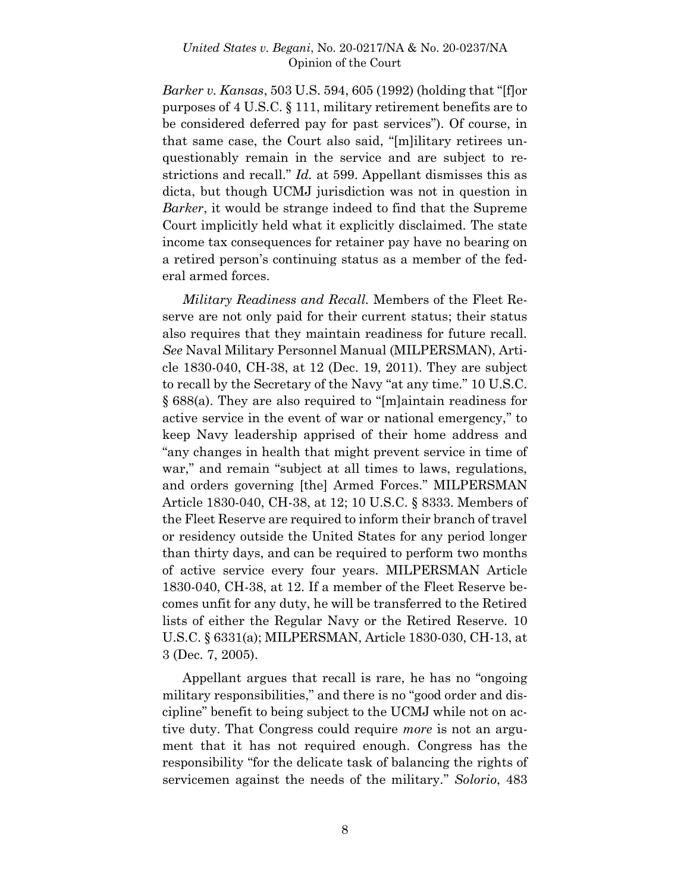*Barker v. Kansas*, 503 U.S. 594, 605 (1992) (holding that "[f]or purposes of 4 U.S.C. § 111, military retirement benefits are to be considered deferred pay for past services"). Of course, in that same case, the Court also said, "[m]ilitary retirees unquestionably remain in the service and are subject to restrictions and recall." *Id.* at 599. Appellant dismisses this as dicta, but though UCMJ jurisdiction was not in question in *Barker*, it would be strange indeed to find that the Supreme Court implicitly held what it explicitly disclaimed. The state income tax consequences for retainer pay have no bearing on a retired person's continuing status as a member of the federal armed forces.

*Military Readiness and Recall.* Members of the Fleet Reserve are not only paid for their current status; their status also requires that they maintain readiness for future recall. *See* Naval Military Personnel Manual (MILPERSMAN), Article 1830-040, CH-38, at 12 (Dec. 19, 2011). They are subject to recall by the Secretary of the Navy "at any time." 10 U.S.C. § 688(a). They are also required to "[m]aintain readiness for active service in the event of war or national emergency," to keep Navy leadership apprised of their home address and "any changes in health that might prevent service in time of war," and remain "subject at all times to laws, regulations, and orders governing [the] Armed Forces." MILPERSMAN Article 1830-040, CH-38, at 12; 10 U.S.C. § 8333. Members of the Fleet Reserve are required to inform their branch of travel or residency outside the United States for any period longer than thirty days, and can be required to perform two months of active service every four years. MILPERSMAN Article 1830-040, CH-38, at 12. If a member of the Fleet Reserve becomes unfit for any duty, he will be transferred to the Retired lists of either the Regular Navy or the Retired Reserve. 10 U.S.C. § 6331(a); MILPERSMAN, Article 1830-030, CH-13, at 3 (Dec. 7, 2005).

Appellant argues that recall is rare, he has no "ongoing military responsibilities," and there is no "good order and discipline" benefit to being subject to the UCMJ while not on active duty. That Congress could require *more* is not an argument that it has not required enough. Congress has the responsibility "for the delicate task of balancing the rights of servicemen against the needs of the military." *Solorio*, 483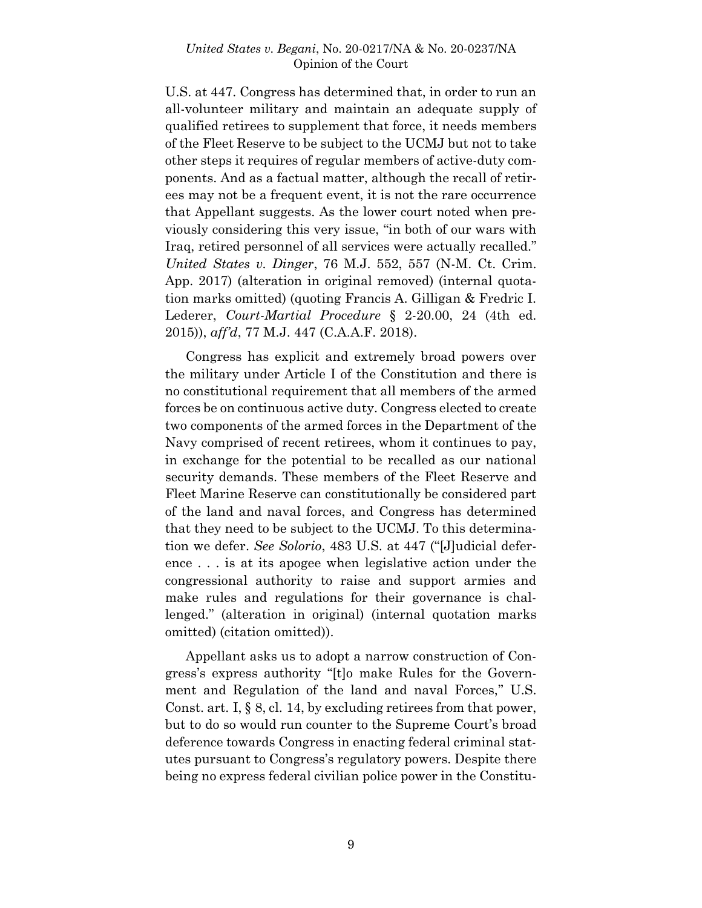U.S. at 447. Congress has determined that, in order to run an all-volunteer military and maintain an adequate supply of qualified retirees to supplement that force, it needs members of the Fleet Reserve to be subject to the UCMJ but not to take other steps it requires of regular members of active-duty components. And as a factual matter, although the recall of retirees may not be a frequent event, it is not the rare occurrence that Appellant suggests. As the lower court noted when previously considering this very issue, "in both of our wars with Iraq, retired personnel of all services were actually recalled." *United States v. Dinger*, 76 M.J. 552, 557 (N-M. Ct. Crim. App. 2017) (alteration in original removed) (internal quotation marks omitted) (quoting Francis A. Gilligan & Fredric I. Lederer, *Court-Martial Procedure* § 2-20.00, 24 (4th ed. 2015)), *aff'd*, 77 M.J. 447 (C.A.A.F. 2018).

Congress has explicit and extremely broad powers over the military under Article I of the Constitution and there is no constitutional requirement that all members of the armed forces be on continuous active duty. Congress elected to create two components of the armed forces in the Department of the Navy comprised of recent retirees, whom it continues to pay, in exchange for the potential to be recalled as our national security demands. These members of the Fleet Reserve and Fleet Marine Reserve can constitutionally be considered part of the land and naval forces, and Congress has determined that they need to be subject to the UCMJ. To this determination we defer. *See Solorio*, 483 U.S. at 447 ("[J]udicial deference . . . is at its apogee when legislative action under the congressional authority to raise and support armies and make rules and regulations for their governance is challenged." (alteration in original) (internal quotation marks omitted) (citation omitted)).

Appellant asks us to adopt a narrow construction of Congress's express authority "[t]o make Rules for the Government and Regulation of the land and naval Forces," U.S. Const. art. I, § 8, cl. 14, by excluding retirees from that power, but to do so would run counter to the Supreme Court's broad deference towards Congress in enacting federal criminal statutes pursuant to Congress's regulatory powers. Despite there being no express federal civilian police power in the Constitu-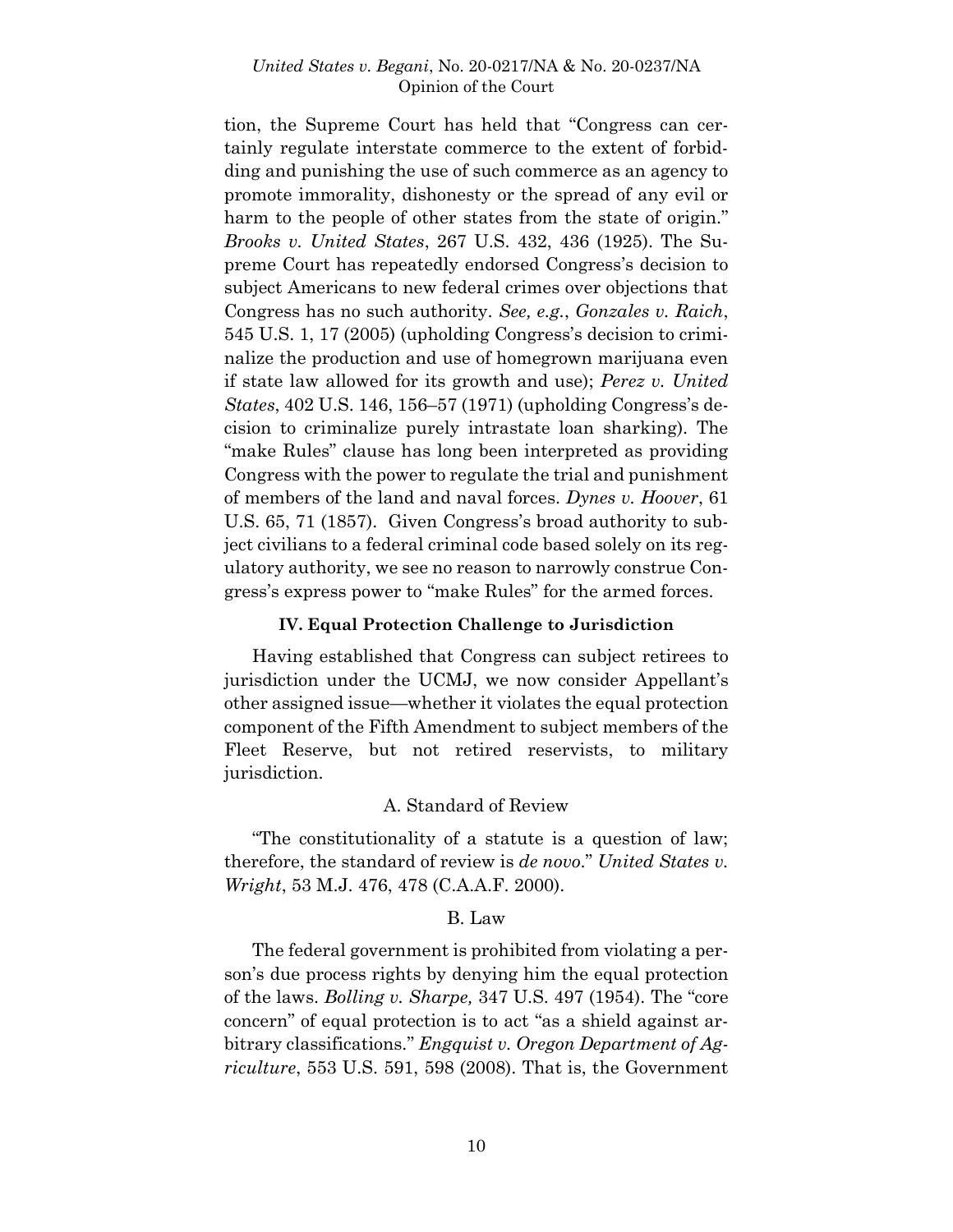tion, the Supreme Court has held that "Congress can certainly regulate interstate commerce to the extent of forbidding and punishing the use of such commerce as an agency to promote immorality, dishonesty or the spread of any evil or harm to the people of other states from the state of origin." *Brooks v. United States*, 267 U.S. 432, 436 (1925). The Supreme Court has repeatedly endorsed Congress's decision to subject Americans to new federal crimes over objections that Congress has no such authority. *See, e.g.*, *Gonzales v. Raich*, 545 U.S. 1, 17 (2005) (upholding Congress's decision to criminalize the production and use of homegrown marijuana even if state law allowed for its growth and use); *Perez v. United States*, 402 U.S. 146, 156–57 (1971) (upholding Congress's decision to criminalize purely intrastate loan sharking). The "make Rules" clause has long been interpreted as providing Congress with the power to regulate the trial and punishment of members of the land and naval forces. *Dynes v. Hoover*, 61 U.S. 65, 71 (1857). Given Congress's broad authority to subject civilians to a federal criminal code based solely on its regulatory authority, we see no reason to narrowly construe Congress's express power to "make Rules" for the armed forces.

## IV. Equal Protection Challenge to Jurisdiction

Having established that Congress can subject retirees to jurisdiction under the UCMJ, we now consider Appellant's other assigned issue—whether it violates the equal protection component of the Fifth Amendment to subject members of the Fleet Reserve, but not retired reservists, to military jurisdiction.

### A. Standard of Review

"The constitutionality of a statute is a question of law; therefore, the standard of review is *de novo*." *United States v. Wright*, 53 M.J. 476, 478 (C.A.A.F. 2000).

### B. Law

The federal government is prohibited from violating a person's due process rights by denying him the equal protection of the laws. *Bolling v. Sharpe,* 347 U.S. 497 (1954). The "core concern" of equal protection is to act "as a shield against arbitrary classifications." *Engquist v. Oregon Department of Agriculture*, 553 U.S. 591, 598 (2008). That is, the Government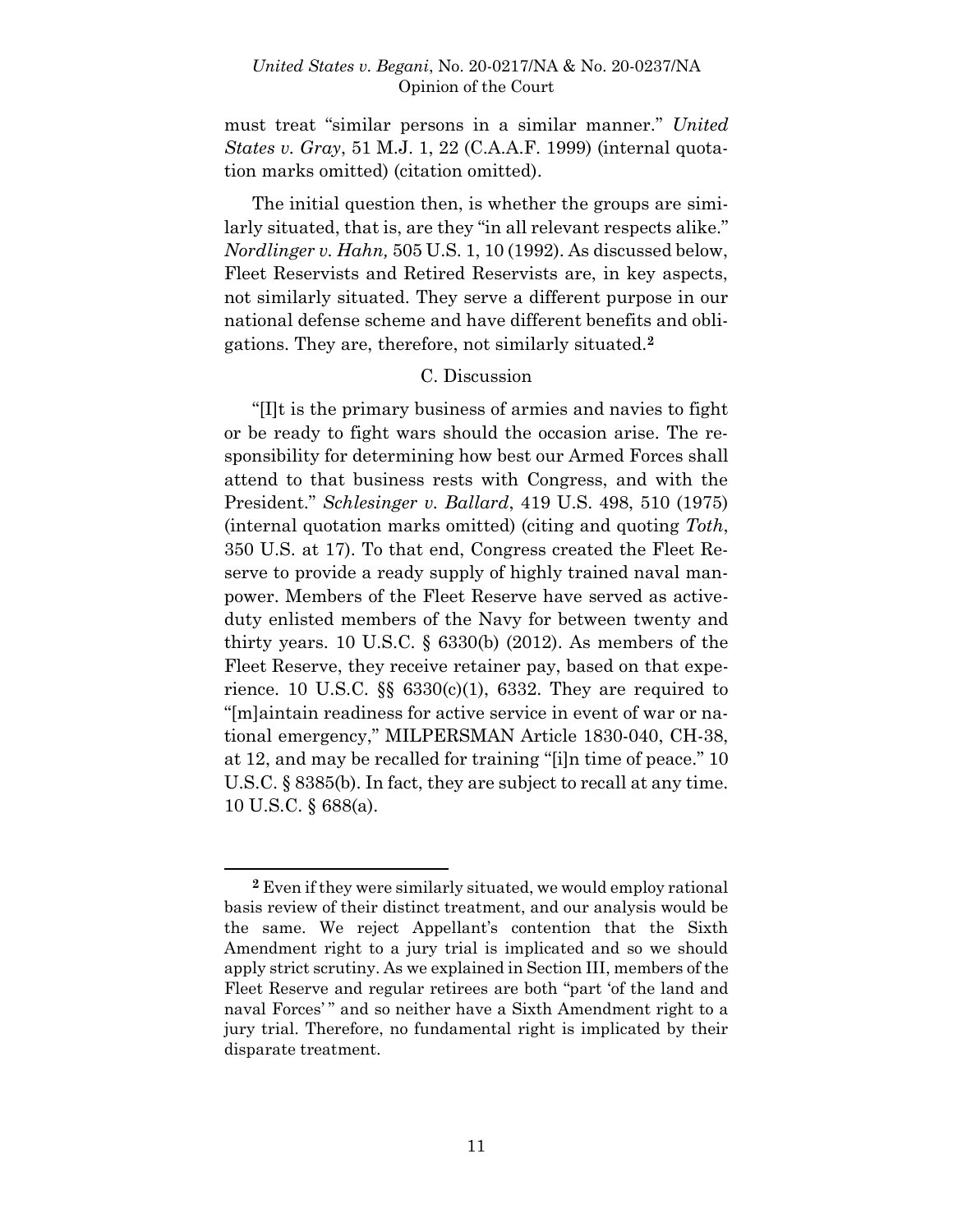must treat "similar persons in a similar manner." *United States v. Gray*, 51 M.J. 1, 22 (C.A.A.F. 1999) (internal quotation marks omitted) (citation omitted).

The initial question then, is whether the groups are similarly situated, that is, are they "in all relevant respects alike." *Nordlinger v. Hahn,* 505 U.S. 1, 10 (1992). As discussed below, Fleet Reservists and Retired Reservists are, in key aspects, not similarly situated. They serve a different purpose in our national defense scheme and have different benefits and obligations. They are, therefore, not similarly situated.[2]

C. Discussion

"[I]t is the primary business of armies and navies to fight or be ready to fight wars should the occasion arise. The responsibility for determining how best our Armed Forces shall attend to that business rests with Congress, and with the President." *Schlesinger v. Ballard*, 419 U.S. 498, 510 (1975) (internal quotation marks omitted) (citing and quoting *Toth*, 350 U.S. at 17). To that end, Congress created the Fleet Reserve to provide a ready supply of highly trained naval manpower. Members of the Fleet Reserve have served as active-duty enlisted members of the Navy for between twenty and thirty years. 10 U.S.C. § 6330(b) (2012). As members of the Fleet Reserve, they receive retainer pay, based on that experience. 10 U.S.C. §§ 6330(c)(1), 6332. They are required to "[m]aintain readiness for active service in event of war or national emergency," MILPERSMAN Article 1830-040, CH-38, at 12, and may be recalled for training "[i]n time of peace." 10 U.S.C. § 8385(b). In fact, they are subject to recall at any time. 10 U.S.C. § 688(a).

---

[2] Even if they were similarly situated, we would employ rational basis review of their distinct treatment, and our analysis would be the same. We reject Appellant's contention that the Sixth Amendment right to a jury trial is implicated and so we should apply strict scrutiny. As we explained in Section III, members of the Fleet Reserve and regular retirees are both "part 'of the land and naval Forces' " and so neither have a Sixth Amendment right to a jury trial. Therefore, no fundamental right is implicated by their disparate treatment.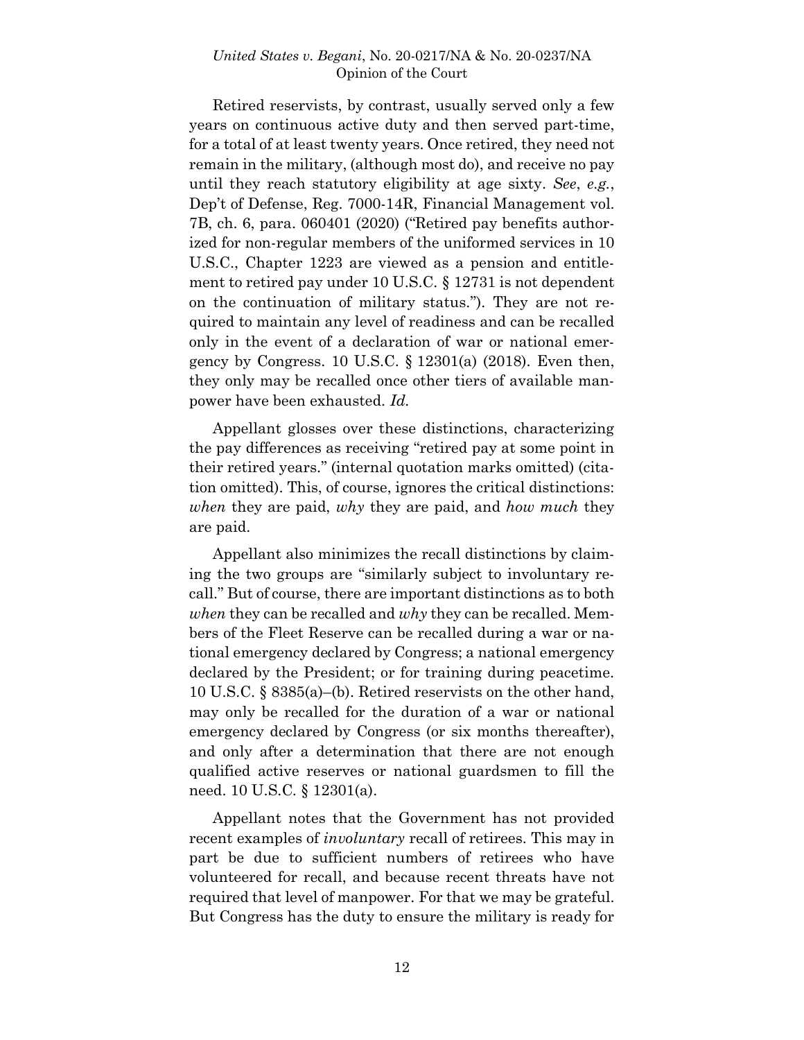Retired reservists, by contrast, usually served only a few years on continuous active duty and then served part-time, for a total of at least twenty years. Once retired, they need not remain in the military, (although most do), and receive no pay until they reach statutory eligibility at age sixty. *See*, *e.g.*, Dep't of Defense, Reg. 7000-14R, Financial Management vol. 7B, ch. 6, para. 060401 (2020) ("Retired pay benefits authorized for non-regular members of the uniformed services in 10 U.S.C., Chapter 1223 are viewed as a pension and entitlement to retired pay under 10 U.S.C. § 12731 is not dependent on the continuation of military status."). They are not required to maintain any level of readiness and can be recalled only in the event of a declaration of war or national emergency by Congress. 10 U.S.C. § 12301(a) (2018). Even then, they only may be recalled once other tiers of available manpower have been exhausted. *Id.*

Appellant glosses over these distinctions, characterizing the pay differences as receiving "retired pay at some point in their retired years." (internal quotation marks omitted) (citation omitted). This, of course, ignores the critical distinctions: *when* they are paid, *why* they are paid, and *how much* they are paid.

Appellant also minimizes the recall distinctions by claiming the two groups are "similarly subject to involuntary recall." But of course, there are important distinctions as to both *when* they can be recalled and *why* they can be recalled. Members of the Fleet Reserve can be recalled during a war or national emergency declared by Congress; a national emergency declared by the President; or for training during peacetime. 10 U.S.C. § 8385(a)–(b). Retired reservists on the other hand, may only be recalled for the duration of a war or national emergency declared by Congress (or six months thereafter), and only after a determination that there are not enough qualified active reserves or national guardsmen to fill the need. 10 U.S.C. § 12301(a).

Appellant notes that the Government has not provided recent examples of *involuntary* recall of retirees. This may in part be due to sufficient numbers of retirees who have volunteered for recall, and because recent threats have not required that level of manpower. For that we may be grateful. But Congress has the duty to ensure the military is ready for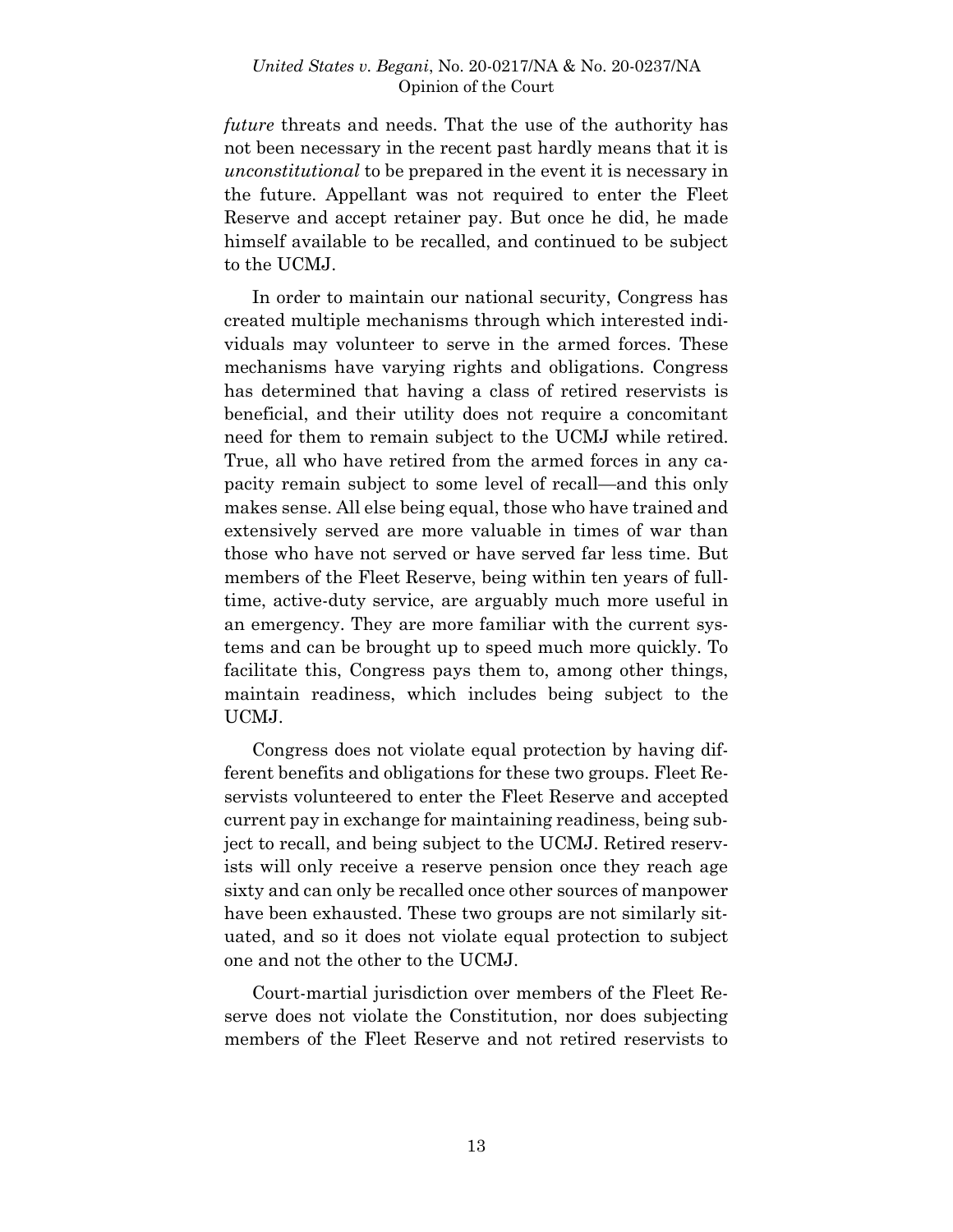*future* threats and needs. That the use of the authority has not been necessary in the recent past hardly means that it is *unconstitutional* to be prepared in the event it is necessary in the future. Appellant was not required to enter the Fleet Reserve and accept retainer pay. But once he did, he made himself available to be recalled, and continued to be subject to the UCMJ.

In order to maintain our national security, Congress has created multiple mechanisms through which interested individuals may volunteer to serve in the armed forces. These mechanisms have varying rights and obligations. Congress has determined that having a class of retired reservists is beneficial, and their utility does not require a concomitant need for them to remain subject to the UCMJ while retired. True, all who have retired from the armed forces in any capacity remain subject to some level of recall—and this only makes sense. All else being equal, those who have trained and extensively served are more valuable in times of war than those who have not served or have served far less time. But members of the Fleet Reserve, being within ten years of full-time, active-duty service, are arguably much more useful in an emergency. They are more familiar with the current systems and can be brought up to speed much more quickly. To facilitate this, Congress pays them to, among other things, maintain readiness, which includes being subject to the UCMJ.

Congress does not violate equal protection by having different benefits and obligations for these two groups. Fleet Reservists volunteered to enter the Fleet Reserve and accepted current pay in exchange for maintaining readiness, being subject to recall, and being subject to the UCMJ. Retired reservists will only receive a reserve pension once they reach age sixty and can only be recalled once other sources of manpower have been exhausted. These two groups are not similarly situated, and so it does not violate equal protection to subject one and not the other to the UCMJ.

Court-martial jurisdiction over members of the Fleet Reserve does not violate the Constitution, nor does subjecting members of the Fleet Reserve and not retired reservists to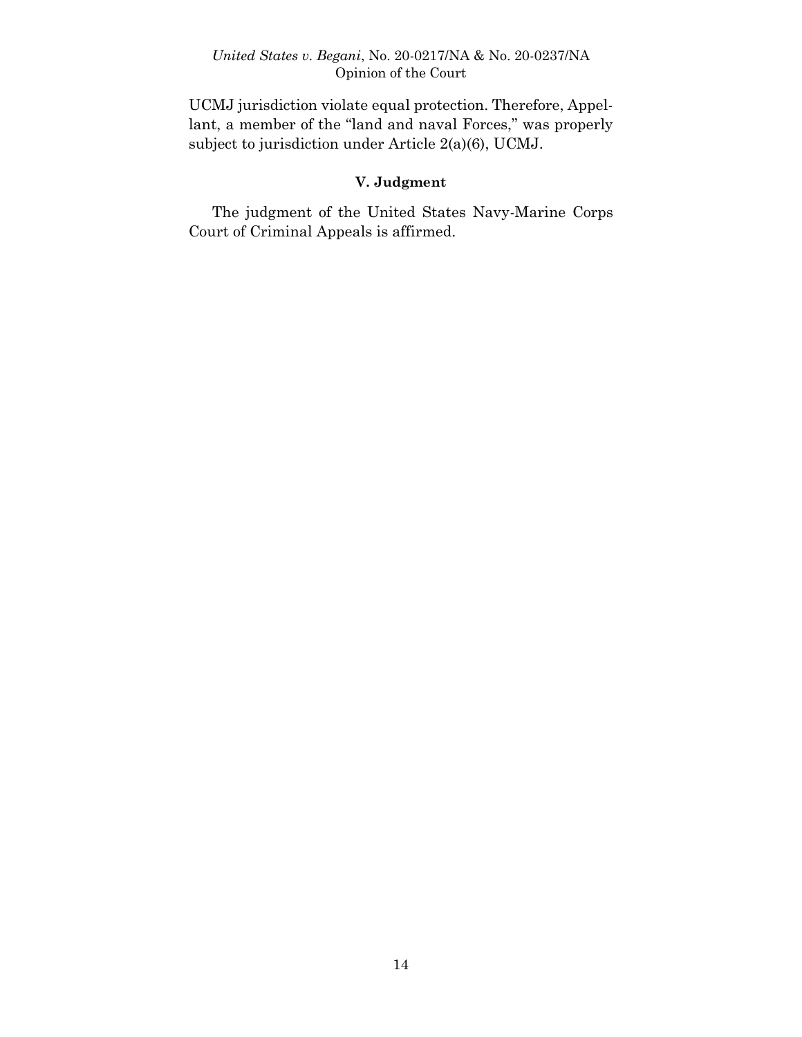UCMJ jurisdiction violate equal protection. Therefore, Appellant, a member of the "land and naval Forces," was properly subject to jurisdiction under Article 2(a)(6), UCMJ.

### V. Judgment

The judgment of the United States Navy-Marine Corps Court of Criminal Appeals is affirmed.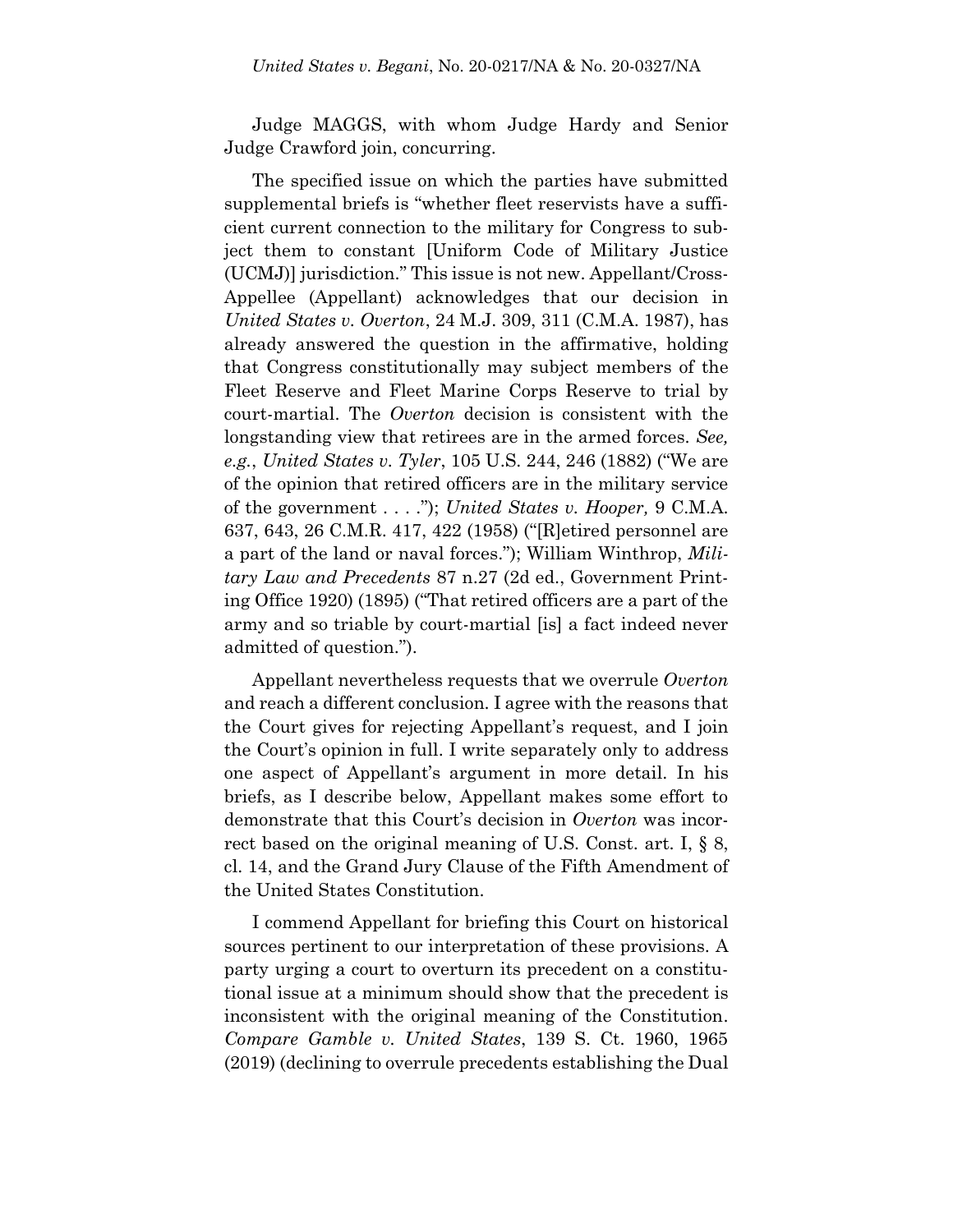Judge MAGGS, with whom Judge Hardy and Senior Judge Crawford join, concurring.

The specified issue on which the parties have submitted supplemental briefs is "whether fleet reservists have a sufficient current connection to the military for Congress to subject them to constant [Uniform Code of Military Justice (UCMJ)] jurisdiction." This issue is not new. Appellant/Cross-Appellee (Appellant) acknowledges that our decision in *United States v. Overton*, 24 M.J. 309, 311 (C.M.A. 1987), has already answered the question in the affirmative, holding that Congress constitutionally may subject members of the Fleet Reserve and Fleet Marine Corps Reserve to trial by court-martial. The *Overton* decision is consistent with the longstanding view that retirees are in the armed forces. *See, e.g.*, *United States v. Tyler*, 105 U.S. 244, 246 (1882) ("We are of the opinion that retired officers are in the military service of the government . . . ."); *United States v. Hooper,* 9 C.M.A. 637, 643, 26 C.M.R. 417, 422 (1958) ("[R]etired personnel are a part of the land or naval forces."); William Winthrop, *Military Law and Precedents* 87 n.27 (2d ed., Government Printing Office 1920) (1895) ("That retired officers are a part of the army and so triable by court-martial [is] a fact indeed never admitted of question.").

Appellant nevertheless requests that we overrule *Overton* and reach a different conclusion. I agree with the reasons that the Court gives for rejecting Appellant's request, and I join the Court's opinion in full. I write separately only to address one aspect of Appellant's argument in more detail. In his briefs, as I describe below, Appellant makes some effort to demonstrate that this Court's decision in *Overton* was incorrect based on the original meaning of U.S. Const. art. I, § 8, cl. 14, and the Grand Jury Clause of the Fifth Amendment of the United States Constitution.

I commend Appellant for briefing this Court on historical sources pertinent to our interpretation of these provisions. A party urging a court to overturn its precedent on a constitutional issue at a minimum should show that the precedent is inconsistent with the original meaning of the Constitution. *Compare Gamble v. United States*, 139 S. Ct. 1960, 1965 (2019) (declining to overrule precedents establishing the Dual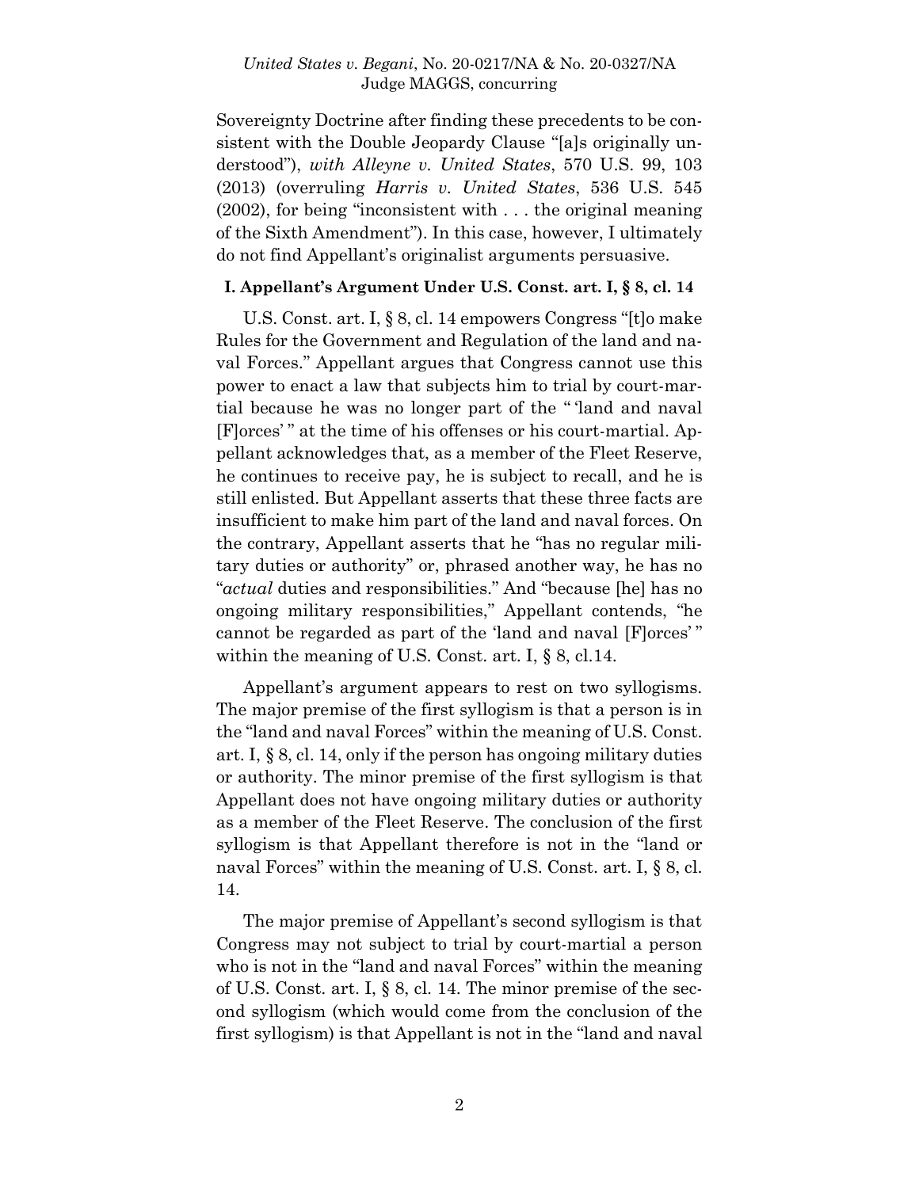Sovereignty Doctrine after finding these precedents to be consistent with the Double Jeopardy Clause "[a]s originally understood"), *with Alleyne v. United States*, 570 U.S. 99, 103 (2013) (overruling *Harris v. United States*, 536 U.S. 545 (2002), for being "inconsistent with . . . the original meaning of the Sixth Amendment"). In this case, however, I ultimately do not find Appellant's originalist arguments persuasive.

**I. Appellant's Argument Under U.S. Const. art. I, § 8, cl. 14**

U.S. Const. art. I, § 8, cl. 14 empowers Congress "[t]o make Rules for the Government and Regulation of the land and naval Forces." Appellant argues that Congress cannot use this power to enact a law that subjects him to trial by court-martial because he was no longer part of the " 'land and naval [F]orces' " at the time of his offenses or his court-martial. Appellant acknowledges that, as a member of the Fleet Reserve, he continues to receive pay, he is subject to recall, and he is still enlisted. But Appellant asserts that these three facts are insufficient to make him part of the land and naval forces. On the contrary, Appellant asserts that he "has no regular military duties or authority" or, phrased another way, he has no "*actual* duties and responsibilities." And "because [he] has no ongoing military responsibilities," Appellant contends, "he cannot be regarded as part of the 'land and naval [F]orces' " within the meaning of U.S. Const. art. I, § 8, cl.14.

Appellant's argument appears to rest on two syllogisms. The major premise of the first syllogism is that a person is in the "land and naval Forces" within the meaning of U.S. Const. art. I, § 8, cl. 14, only if the person has ongoing military duties or authority. The minor premise of the first syllogism is that Appellant does not have ongoing military duties or authority as a member of the Fleet Reserve. The conclusion of the first syllogism is that Appellant therefore is not in the "land or naval Forces" within the meaning of U.S. Const. art. I, § 8, cl. 14.

The major premise of Appellant's second syllogism is that Congress may not subject to trial by court-martial a person who is not in the "land and naval Forces" within the meaning of U.S. Const. art. I, § 8, cl. 14. The minor premise of the second syllogism (which would come from the conclusion of the first syllogism) is that Appellant is not in the "land and naval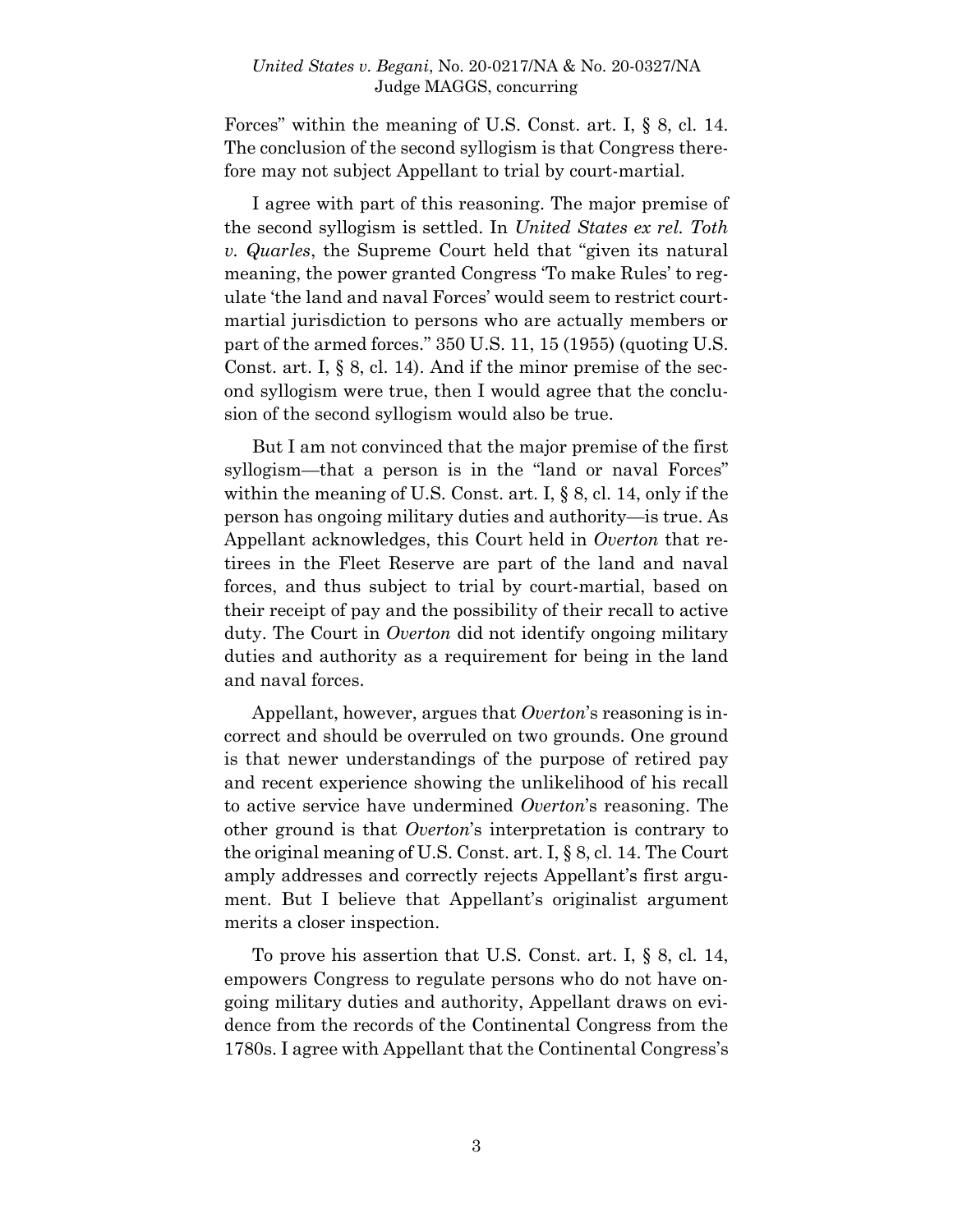Forces" within the meaning of U.S. Const. art. I, § 8, cl. 14. The conclusion of the second syllogism is that Congress therefore may not subject Appellant to trial by court-martial.

I agree with part of this reasoning. The major premise of the second syllogism is settled. In *United States ex rel. Toth v. Quarles*, the Supreme Court held that "given its natural meaning, the power granted Congress 'To make Rules' to regulate 'the land and naval Forces' would seem to restrict court-martial jurisdiction to persons who are actually members or part of the armed forces." 350 U.S. 11, 15 (1955) (quoting U.S. Const. art. I, § 8, cl. 14). And if the minor premise of the second syllogism were true, then I would agree that the conclusion of the second syllogism would also be true.

But I am not convinced that the major premise of the first syllogism—that a person is in the "land or naval Forces" within the meaning of U.S. Const. art. I, § 8, cl. 14, only if the person has ongoing military duties and authority—is true. As Appellant acknowledges, this Court held in *Overton* that retirees in the Fleet Reserve are part of the land and naval forces, and thus subject to trial by court-martial, based on their receipt of pay and the possibility of their recall to active duty. The Court in *Overton* did not identify ongoing military duties and authority as a requirement for being in the land and naval forces.

Appellant, however, argues that *Overton*'s reasoning is incorrect and should be overruled on two grounds. One ground is that newer understandings of the purpose of retired pay and recent experience showing the unlikelihood of his recall to active service have undermined *Overton*'s reasoning. The other ground is that *Overton*'s interpretation is contrary to the original meaning of U.S. Const. art. I, § 8, cl. 14. The Court amply addresses and correctly rejects Appellant's first argument. But I believe that Appellant's originalist argument merits a closer inspection.

To prove his assertion that U.S. Const. art. I, § 8, cl. 14, empowers Congress to regulate persons who do not have ongoing military duties and authority, Appellant draws on evidence from the records of the Continental Congress from the 1780s. I agree with Appellant that the Continental Congress's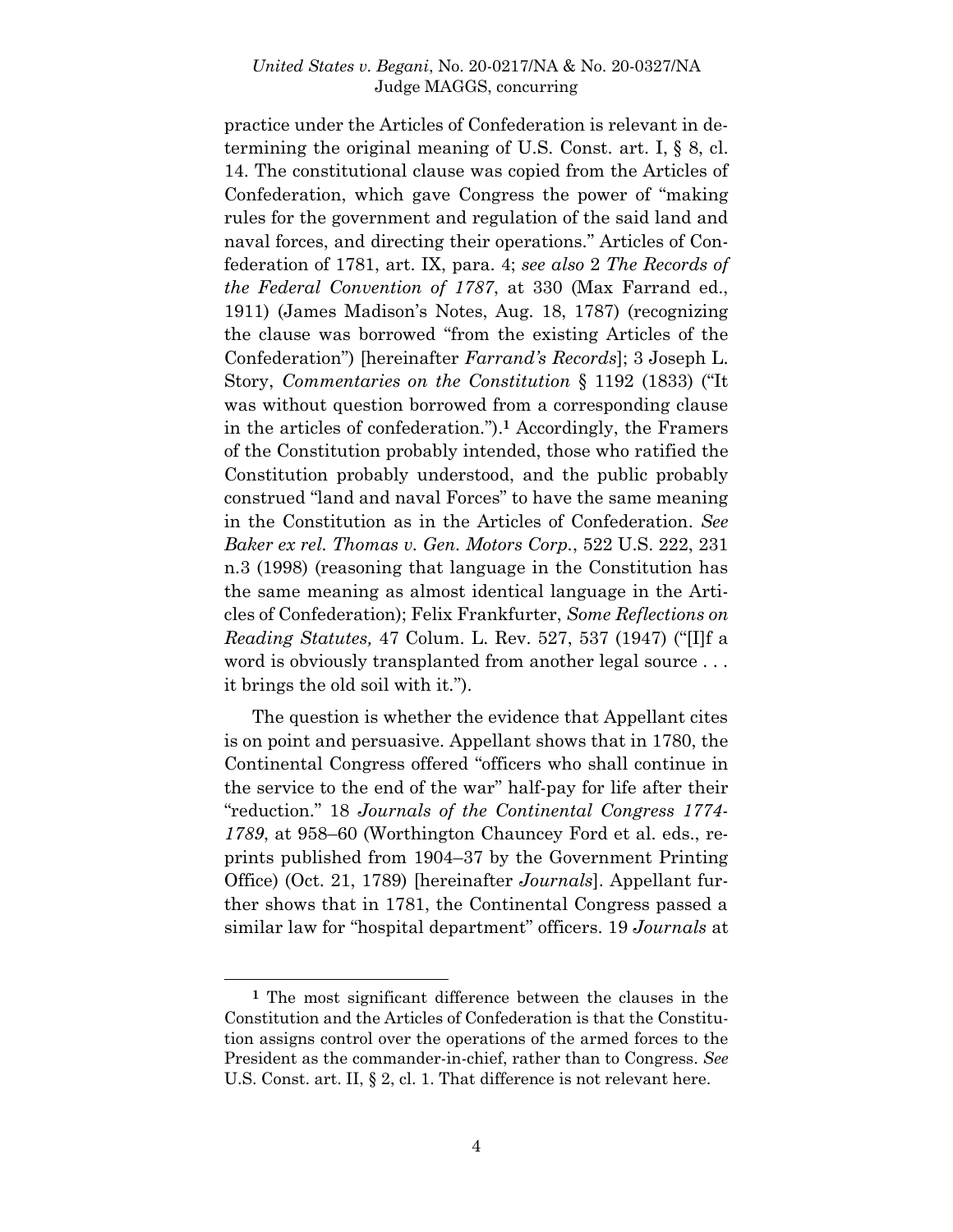practice under the Articles of Confederation is relevant in determining the original meaning of U.S. Const. art. I, § 8, cl. 14. The constitutional clause was copied from the Articles of Confederation, which gave Congress the power of "making rules for the government and regulation of the said land and naval forces, and directing their operations." Articles of Confederation of 1781, art. IX, para. 4; *see also* 2 *The Records of the Federal Convention of 1787*, at 330 (Max Farrand ed., 1911) (James Madison's Notes, Aug. 18, 1787) (recognizing the clause was borrowed "from the existing Articles of the Confederation") [hereinafter *Farrand's Records*]; 3 Joseph L. Story, *Commentaries on the Constitution* § 1192 (1833) ("It was without question borrowed from a corresponding clause in the articles of confederation.").[1] Accordingly, the Framers of the Constitution probably intended, those who ratified the Constitution probably understood, and the public probably construed "land and naval Forces" to have the same meaning in the Constitution as in the Articles of Confederation. *See Baker ex rel. Thomas v. Gen. Motors Corp.*, 522 U.S. 222, 231 n.3 (1998) (reasoning that language in the Constitution has the same meaning as almost identical language in the Articles of Confederation); Felix Frankfurter, *Some Reflections on Reading Statutes,* 47 Colum. L. Rev. 527, 537 (1947) ("[I]f a word is obviously transplanted from another legal source . . . it brings the old soil with it.").

The question is whether the evidence that Appellant cites is on point and persuasive. Appellant shows that in 1780, the Continental Congress offered "officers who shall continue in the service to the end of the war" half-pay for life after their "reduction." 18 *Journals of the Continental Congress 1774-1789*, at 958–60 (Worthington Chauncey Ford et al. eds., reprints published from 1904–37 by the Government Printing Office) (Oct. 21, 1789) [hereinafter *Journals*]. Appellant further shows that in 1781, the Continental Congress passed a similar law for "hospital department" officers. 19 *Journals* at

[1] The most significant difference between the clauses in the Constitution and the Articles of Confederation is that the Constitution assigns control over the operations of the armed forces to the President as the commander-in-chief, rather than to Congress. *See* U.S. Const. art. II, § 2, cl. 1. That difference is not relevant here.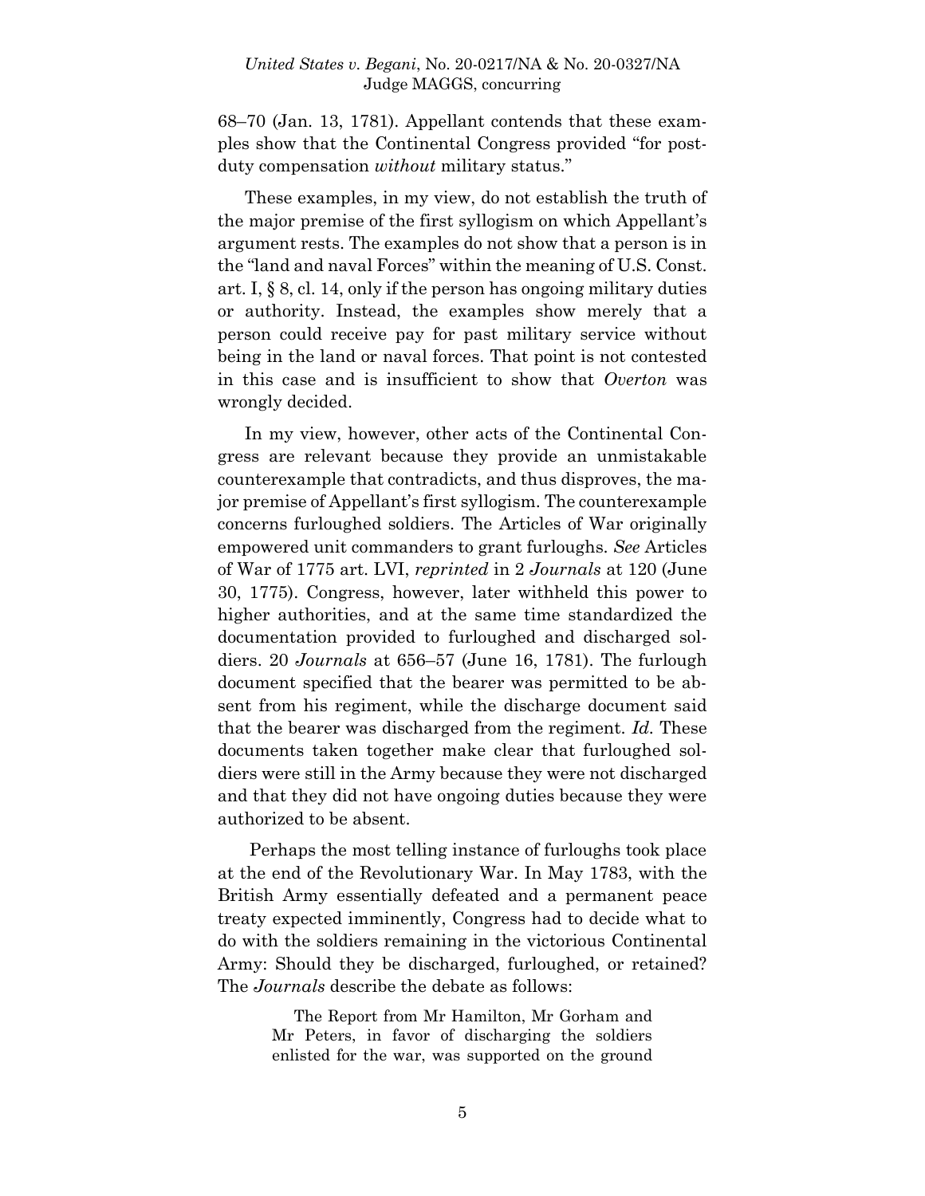68–70 (Jan. 13, 1781). Appellant contends that these examples show that the Continental Congress provided "for post-duty compensation *without* military status."

These examples, in my view, do not establish the truth of the major premise of the first syllogism on which Appellant's argument rests. The examples do not show that a person is in the "land and naval Forces" within the meaning of U.S. Const. art. I, § 8, cl. 14, only if the person has ongoing military duties or authority. Instead, the examples show merely that a person could receive pay for past military service without being in the land or naval forces. That point is not contested in this case and is insufficient to show that *Overton* was wrongly decided.

In my view, however, other acts of the Continental Congress are relevant because they provide an unmistakable counterexample that contradicts, and thus disproves, the major premise of Appellant's first syllogism. The counterexample concerns furloughed soldiers. The Articles of War originally empowered unit commanders to grant furloughs. *See* Articles of War of 1775 art. LVI, *reprinted* in 2 *Journals* at 120 (June 30, 1775). Congress, however, later withheld this power to higher authorities, and at the same time standardized the documentation provided to furloughed and discharged soldiers. 20 *Journals* at 656–57 (June 16, 1781). The furlough document specified that the bearer was permitted to be absent from his regiment, while the discharge document said that the bearer was discharged from the regiment. *Id.* These documents taken together make clear that furloughed soldiers were still in the Army because they were not discharged and that they did not have ongoing duties because they were authorized to be absent.

Perhaps the most telling instance of furloughs took place at the end of the Revolutionary War. In May 1783, with the British Army essentially defeated and a permanent peace treaty expected imminently, Congress had to decide what to do with the soldiers remaining in the victorious Continental Army: Should they be discharged, furloughed, or retained? The *Journals* describe the debate as follows:

> The Report from Mr Hamilton, Mr Gorham and Mr Peters, in favor of discharging the soldiers enlisted for the war, was supported on the ground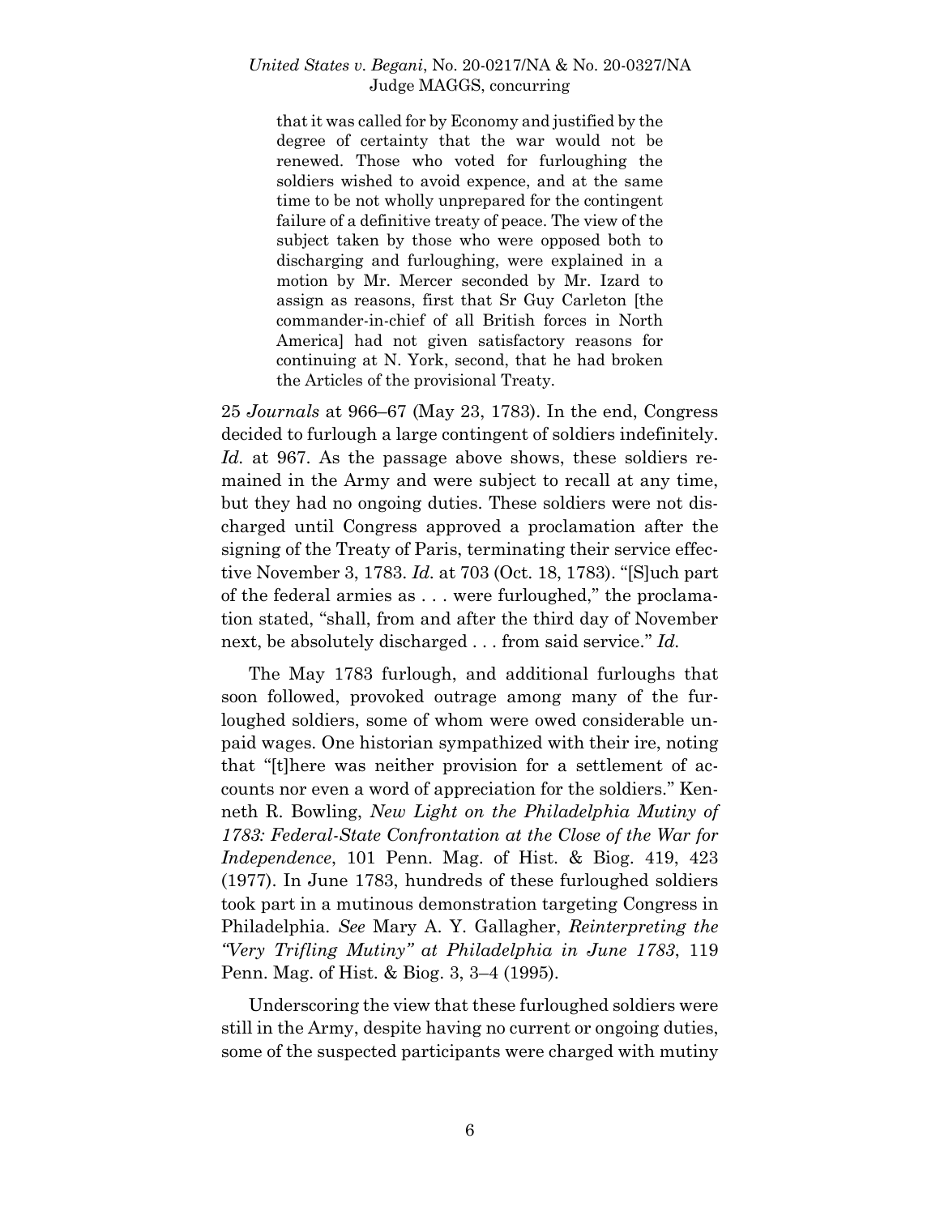> that it was called for by Economy and justified by the degree of certainty that the war would not be renewed. Those who voted for furloughing the soldiers wished to avoid expence, and at the same time to be not wholly unprepared for the contingent failure of a definitive treaty of peace. The view of the subject taken by those who were opposed both to discharging and furloughing, were explained in a motion by Mr. Mercer seconded by Mr. Izard to assign as reasons, first that Sr Guy Carleton [the commander-in-chief of all British forces in North America] had not given satisfactory reasons for continuing at N. York, second, that he had broken the Articles of the provisional Treaty.

25 *Journals* at 966–67 (May 23, 1783). In the end, Congress decided to furlough a large contingent of soldiers indefinitely. *Id.* at 967. As the passage above shows, these soldiers remained in the Army and were subject to recall at any time, but they had no ongoing duties. These soldiers were not discharged until Congress approved a proclamation after the signing of the Treaty of Paris, terminating their service effective November 3, 1783. *Id.* at 703 (Oct. 18, 1783). "[S]uch part of the federal armies as . . . were furloughed," the proclamation stated, "shall, from and after the third day of November next, be absolutely discharged . . . from said service." *Id.*

The May 1783 furlough, and additional furloughs that soon followed, provoked outrage among many of the furloughed soldiers, some of whom were owed considerable unpaid wages. One historian sympathized with their ire, noting that "[t]here was neither provision for a settlement of accounts nor even a word of appreciation for the soldiers." Kenneth R. Bowling, *New Light on the Philadelphia Mutiny of 1783: Federal-State Confrontation at the Close of the War for Independence*, 101 Penn. Mag. of Hist. & Biog. 419, 423 (1977). In June 1783, hundreds of these furloughed soldiers took part in a mutinous demonstration targeting Congress in Philadelphia. *See* Mary A. Y. Gallagher, *Reinterpreting the "Very Trifling Mutiny" at Philadelphia in June 1783*, 119 Penn. Mag. of Hist. & Biog. 3, 3–4 (1995).

Underscoring the view that these furloughed soldiers were still in the Army, despite having no current or ongoing duties, some of the suspected participants were charged with mutiny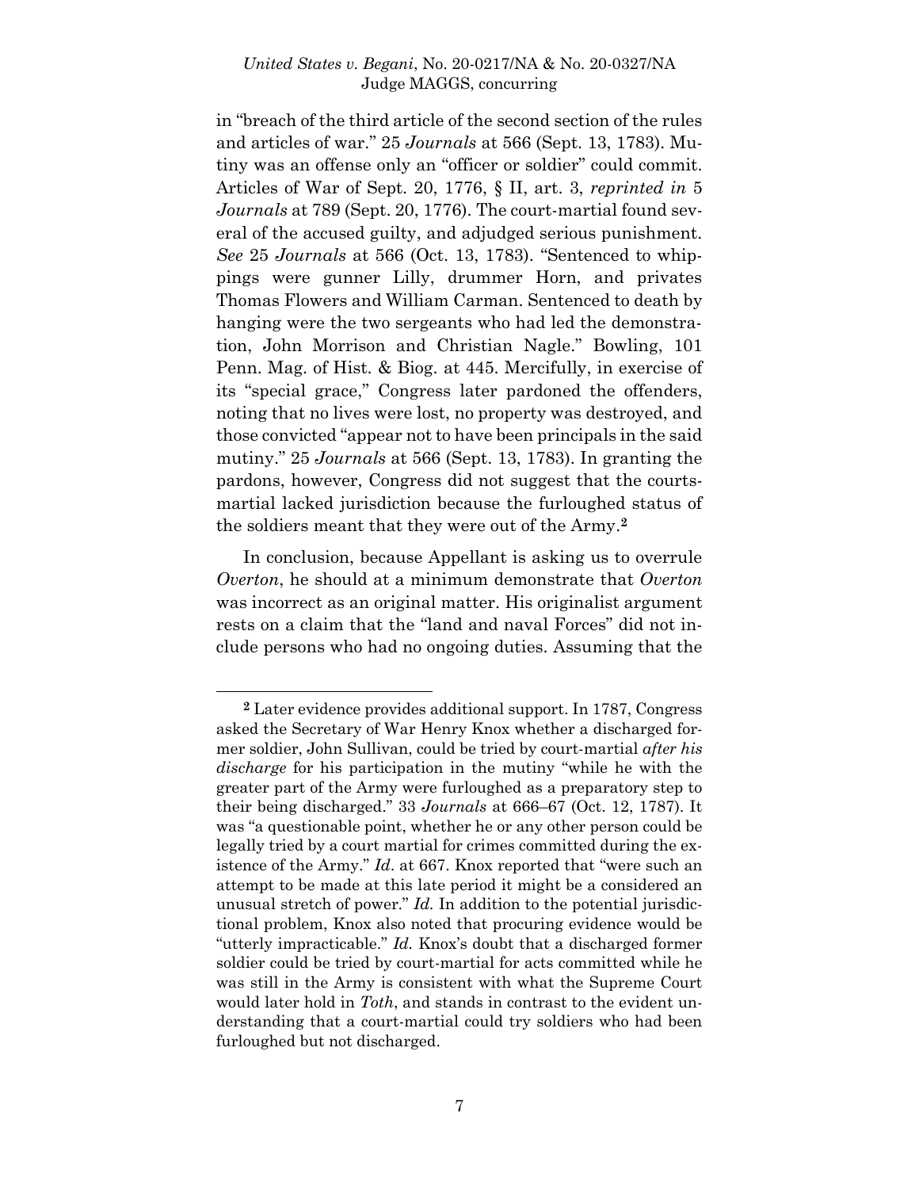in "breach of the third article of the second section of the rules and articles of war." 25 *Journals* at 566 (Sept. 13, 1783). Mutiny was an offense only an "officer or soldier" could commit. Articles of War of Sept. 20, 1776, § II, art. 3, *reprinted in* 5 *Journals* at 789 (Sept. 20, 1776). The court-martial found several of the accused guilty, and adjudged serious punishment. *See* 25 *Journals* at 566 (Oct. 13, 1783). "Sentenced to whippings were gunner Lilly, drummer Horn, and privates Thomas Flowers and William Carman. Sentenced to death by hanging were the two sergeants who had led the demonstration, John Morrison and Christian Nagle." Bowling, 101 Penn. Mag. of Hist. & Biog. at 445. Mercifully, in exercise of its "special grace," Congress later pardoned the offenders, noting that no lives were lost, no property was destroyed, and those convicted "appear not to have been principals in the said mutiny." 25 *Journals* at 566 (Sept. 13, 1783). In granting the pardons, however, Congress did not suggest that the courts-martial lacked jurisdiction because the furloughed status of the soldiers meant that they were out of the Army.[2]

In conclusion, because Appellant is asking us to overrule *Overton*, he should at a minimum demonstrate that *Overton* was incorrect as an original matter. His originalist argument rests on a claim that the "land and naval Forces" did not include persons who had no ongoing duties. Assuming that the

---

[2] Later evidence provides additional support. In 1787, Congress asked the Secretary of War Henry Knox whether a discharged former soldier, John Sullivan, could be tried by court-martial *after his discharge* for his participation in the mutiny "while he with the greater part of the Army were furloughed as a preparatory step to their being discharged." 33 *Journals* at 666–67 (Oct. 12, 1787). It was "a questionable point, whether he or any other person could be legally tried by a court martial for crimes committed during the existence of the Army." *Id*. at 667. Knox reported that "were such an attempt to be made at this late period it might be a considered an unusual stretch of power." *Id.* In addition to the potential jurisdictional problem, Knox also noted that procuring evidence would be "utterly impracticable." *Id.* Knox's doubt that a discharged former soldier could be tried by court-martial for acts committed while he was still in the Army is consistent with what the Supreme Court would later hold in *Toth*, and stands in contrast to the evident understanding that a court-martial could try soldiers who had been furloughed but not discharged.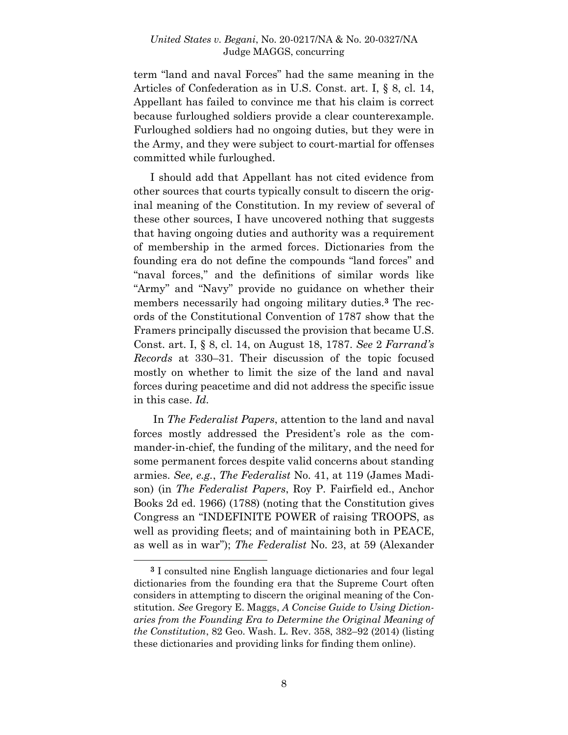term "land and naval Forces" had the same meaning in the Articles of Confederation as in U.S. Const. art. I, § 8, cl. 14, Appellant has failed to convince me that his claim is correct because furloughed soldiers provide a clear counterexample. Furloughed soldiers had no ongoing duties, but they were in the Army, and they were subject to court-martial for offenses committed while furloughed.

I should add that Appellant has not cited evidence from other sources that courts typically consult to discern the original meaning of the Constitution. In my review of several of these other sources, I have uncovered nothing that suggests that having ongoing duties and authority was a requirement of membership in the armed forces. Dictionaries from the founding era do not define the compounds "land forces" and "naval forces," and the definitions of similar words like "Army" and "Navy" provide no guidance on whether their members necessarily had ongoing military duties.[3] The records of the Constitutional Convention of 1787 show that the Framers principally discussed the provision that became U.S. Const. art. I, § 8, cl. 14, on August 18, 1787. *See* 2 *Farrand's Records* at 330–31. Their discussion of the topic focused mostly on whether to limit the size of the land and naval forces during peacetime and did not address the specific issue in this case. *Id.*

In *The Federalist Papers*, attention to the land and naval forces mostly addressed the President's role as the commander-in-chief, the funding of the military, and the need for some permanent forces despite valid concerns about standing armies. *See, e.g.*, *The Federalist* No. 41, at 119 (James Madison) (in *The Federalist Papers*, Roy P. Fairfield ed., Anchor Books 2d ed. 1966) (1788) (noting that the Constitution gives Congress an "INDEFINITE POWER of raising TROOPS, as well as providing fleets; and of maintaining both in PEACE, as well as in war"); *The Federalist* No. 23, at 59 (Alexander

---

[3] I consulted nine English language dictionaries and four legal dictionaries from the founding era that the Supreme Court often considers in attempting to discern the original meaning of the Constitution. *See* Gregory E. Maggs, *A Concise Guide to Using Dictionaries from the Founding Era to Determine the Original Meaning of the Constitution*, 82 Geo. Wash. L. Rev. 358, 382–92 (2014) (listing these dictionaries and providing links for finding them online).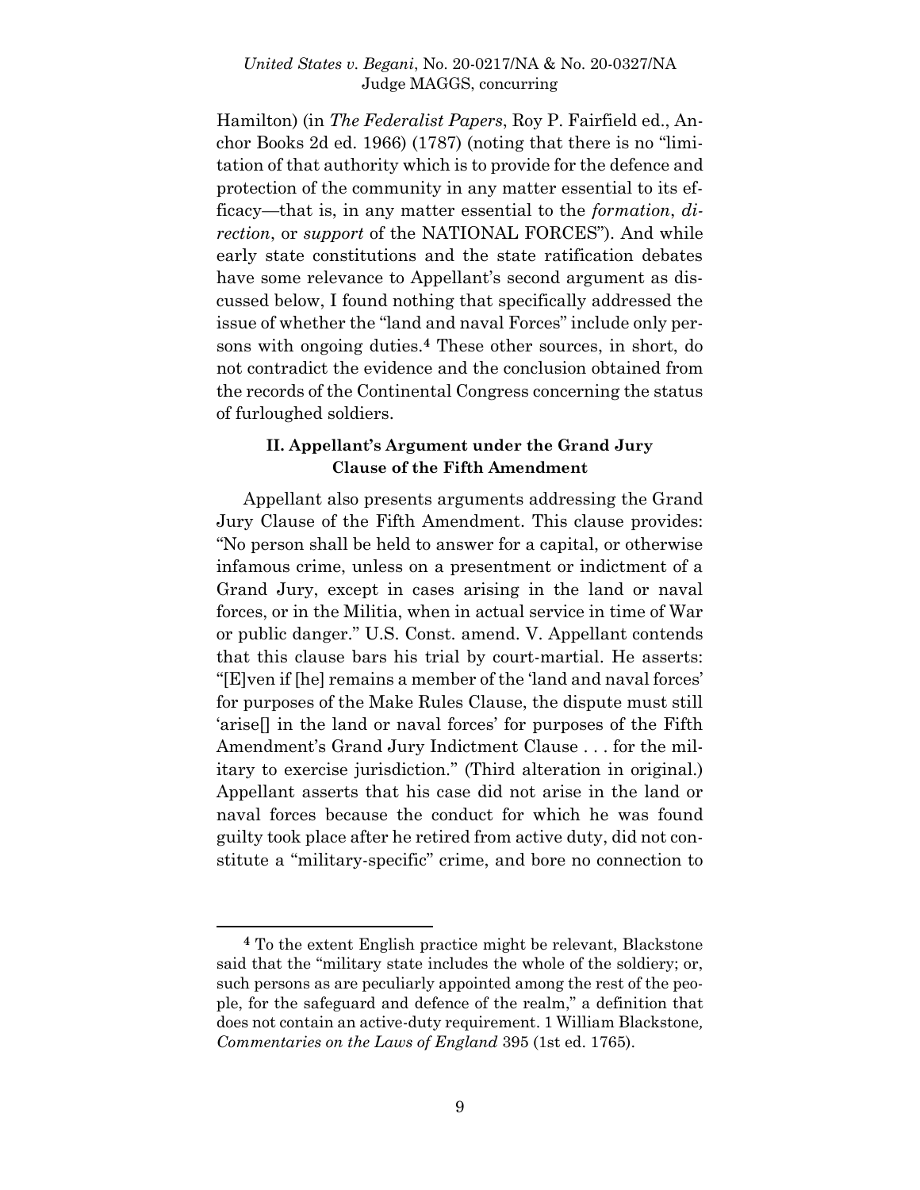Hamilton) (in *The Federalist Papers*, Roy P. Fairfield ed., Anchor Books 2d ed. 1966) (1787) (noting that there is no "limitation of that authority which is to provide for the defence and protection of the community in any matter essential to its efficacy—that is, in any matter essential to the *formation*, *direction*, or *support* of the NATIONAL FORCES"). And while early state constitutions and the state ratification debates have some relevance to Appellant's second argument as discussed below, I found nothing that specifically addressed the issue of whether the "land and naval Forces" include only persons with ongoing duties.[4] These other sources, in short, do not contradict the evidence and the conclusion obtained from the records of the Continental Congress concerning the status of furloughed soldiers.

### II. Appellant's Argument under the Grand Jury Clause of the Fifth Amendment

Appellant also presents arguments addressing the Grand Jury Clause of the Fifth Amendment. This clause provides: "No person shall be held to answer for a capital, or otherwise infamous crime, unless on a presentment or indictment of a Grand Jury, except in cases arising in the land or naval forces, or in the Militia, when in actual service in time of War or public danger." U.S. Const. amend. V. Appellant contends that this clause bars his trial by court-martial. He asserts: "[E]ven if [he] remains a member of the 'land and naval forces' for purposes of the Make Rules Clause, the dispute must still 'arise[] in the land or naval forces' for purposes of the Fifth Amendment's Grand Jury Indictment Clause . . . for the military to exercise jurisdiction." (Third alteration in original.) Appellant asserts that his case did not arise in the land or naval forces because the conduct for which he was found guilty took place after he retired from active duty, did not constitute a "military-specific" crime, and bore no connection to

---

[4] To the extent English practice might be relevant, Blackstone said that the "military state includes the whole of the soldiery; or, such persons as are peculiarly appointed among the rest of the people, for the safeguard and defence of the realm," a definition that does not contain an active-duty requirement. 1 William Blackstone, *Commentaries on the Laws of England* 395 (1st ed. 1765).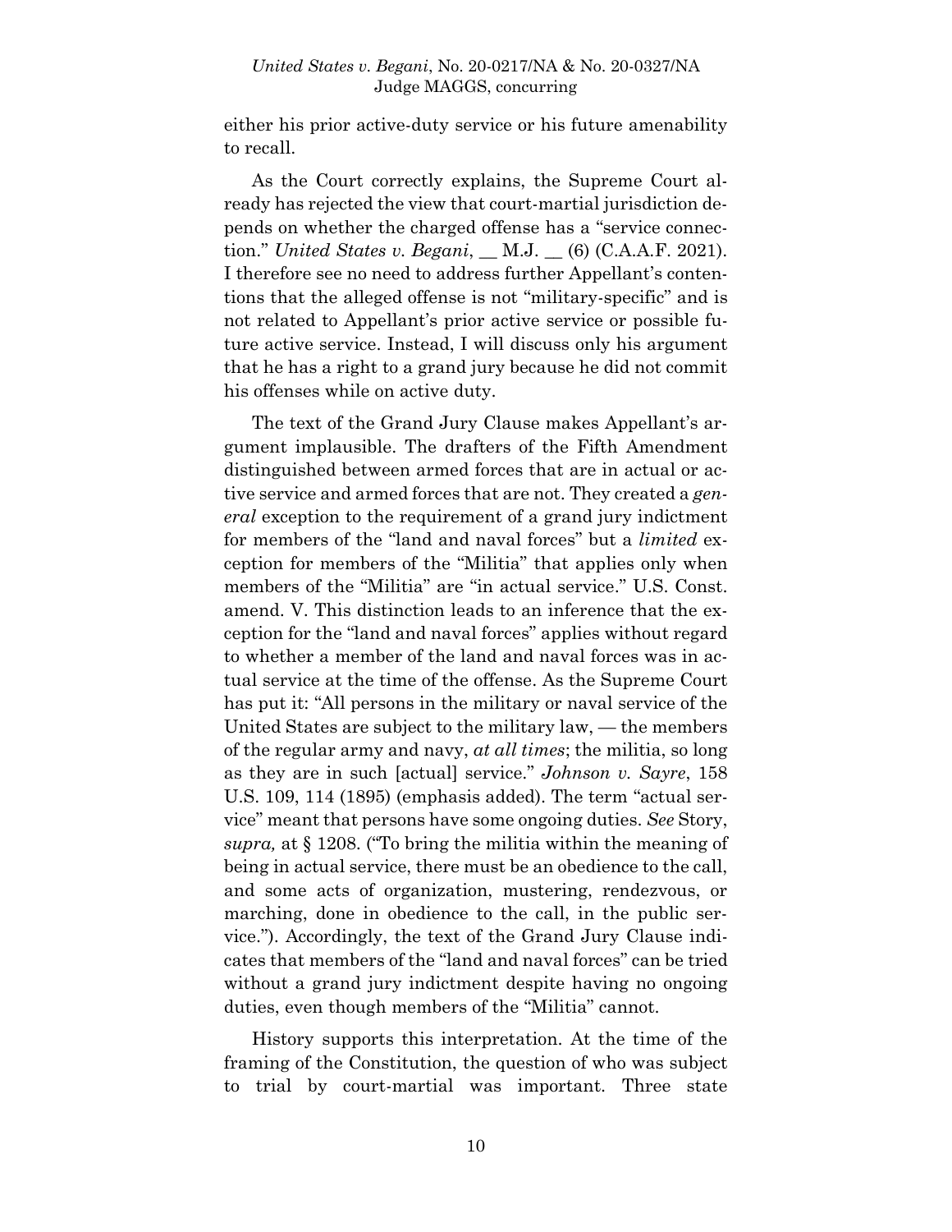either his prior active-duty service or his future amenability to recall.

As the Court correctly explains, the Supreme Court already has rejected the view that court-martial jurisdiction depends on whether the charged offense has a "service connection." *United States v. Begani*, __ M.J. __ (6) (C.A.A.F. 2021). I therefore see no need to address further Appellant's contentions that the alleged offense is not "military-specific" and is not related to Appellant's prior active service or possible future active service. Instead, I will discuss only his argument that he has a right to a grand jury because he did not commit his offenses while on active duty.

The text of the Grand Jury Clause makes Appellant's argument implausible. The drafters of the Fifth Amendment distinguished between armed forces that are in actual or active service and armed forces that are not. They created a *general* exception to the requirement of a grand jury indictment for members of the "land and naval forces" but a *limited* exception for members of the "Militia" that applies only when members of the "Militia" are "in actual service." U.S. Const. amend. V. This distinction leads to an inference that the exception for the "land and naval forces" applies without regard to whether a member of the land and naval forces was in actual service at the time of the offense. As the Supreme Court has put it: "All persons in the military or naval service of the United States are subject to the military law, — the members of the regular army and navy, *at all times*; the militia, so long as they are in such [actual] service." *Johnson v. Sayre*, 158 U.S. 109, 114 (1895) (emphasis added). The term "actual service" meant that persons have some ongoing duties. *See* Story, *supra,* at § 1208. ("To bring the militia within the meaning of being in actual service, there must be an obedience to the call, and some acts of organization, mustering, rendezvous, or marching, done in obedience to the call, in the public service."). Accordingly, the text of the Grand Jury Clause indicates that members of the "land and naval forces" can be tried without a grand jury indictment despite having no ongoing duties, even though members of the "Militia" cannot.

History supports this interpretation. At the time of the framing of the Constitution, the question of who was subject to trial by court-martial was important. Three state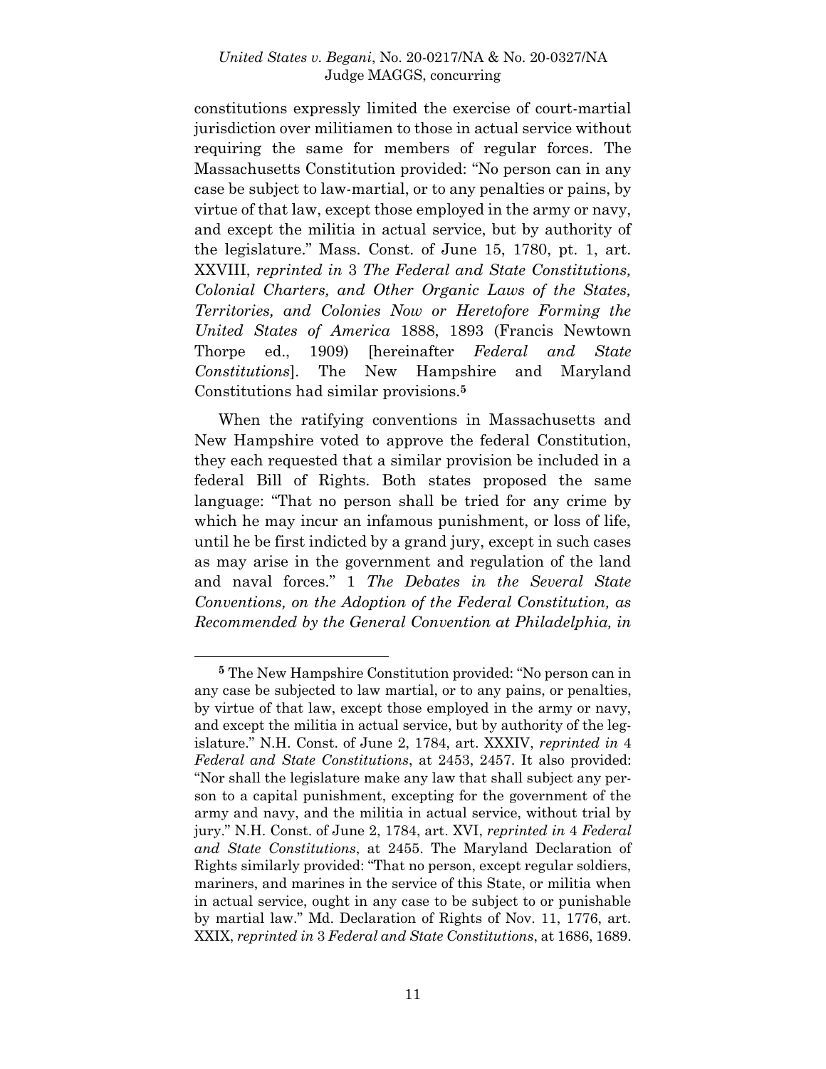constitutions expressly limited the exercise of court-martial jurisdiction over militiamen to those in actual service without requiring the same for members of regular forces. The Massachusetts Constitution provided: "No person can in any case be subject to law-martial, or to any penalties or pains, by virtue of that law, except those employed in the army or navy, and except the militia in actual service, but by authority of the legislature." Mass. Const. of June 15, 1780, pt. 1, art. XXVIII, *reprinted in* 3 *The Federal and State Constitutions, Colonial Charters, and Other Organic Laws of the States, Territories, and Colonies Now or Heretofore Forming the United States of America* 1888, 1893 (Francis Newtown Thorpe ed., 1909) [hereinafter *Federal and State Constitutions*]. The New Hampshire and Maryland Constitutions had similar provisions.[5]

When the ratifying conventions in Massachusetts and New Hampshire voted to approve the federal Constitution, they each requested that a similar provision be included in a federal Bill of Rights. Both states proposed the same language: "That no person shall be tried for any crime by which he may incur an infamous punishment, or loss of life, until he be first indicted by a grand jury, except in such cases as may arise in the government and regulation of the land and naval forces." 1 *The Debates in the Several State Conventions, on the Adoption of the Federal Constitution, as Recommended by the General Convention at Philadelphia, in*

---

[5] The New Hampshire Constitution provided: "No person can in any case be subjected to law martial, or to any pains, or penalties, by virtue of that law, except those employed in the army or navy, and except the militia in actual service, but by authority of the legislature." N.H. Const. of June 2, 1784, art. XXXIV, *reprinted in* 4 *Federal and State Constitutions*, at 2453, 2457. It also provided: "Nor shall the legislature make any law that shall subject any person to a capital punishment, excepting for the government of the army and navy, and the militia in actual service, without trial by jury." N.H. Const. of June 2, 1784, art. XVI, *reprinted in* 4 *Federal and State Constitutions*, at 2455. The Maryland Declaration of Rights similarly provided: "That no person, except regular soldiers, mariners, and marines in the service of this State, or militia when in actual service, ought in any case to be subject to or punishable by martial law." Md. Declaration of Rights of Nov. 11, 1776, art. XXIX, *reprinted in* 3 *Federal and State Constitutions*, at 1686, 1689.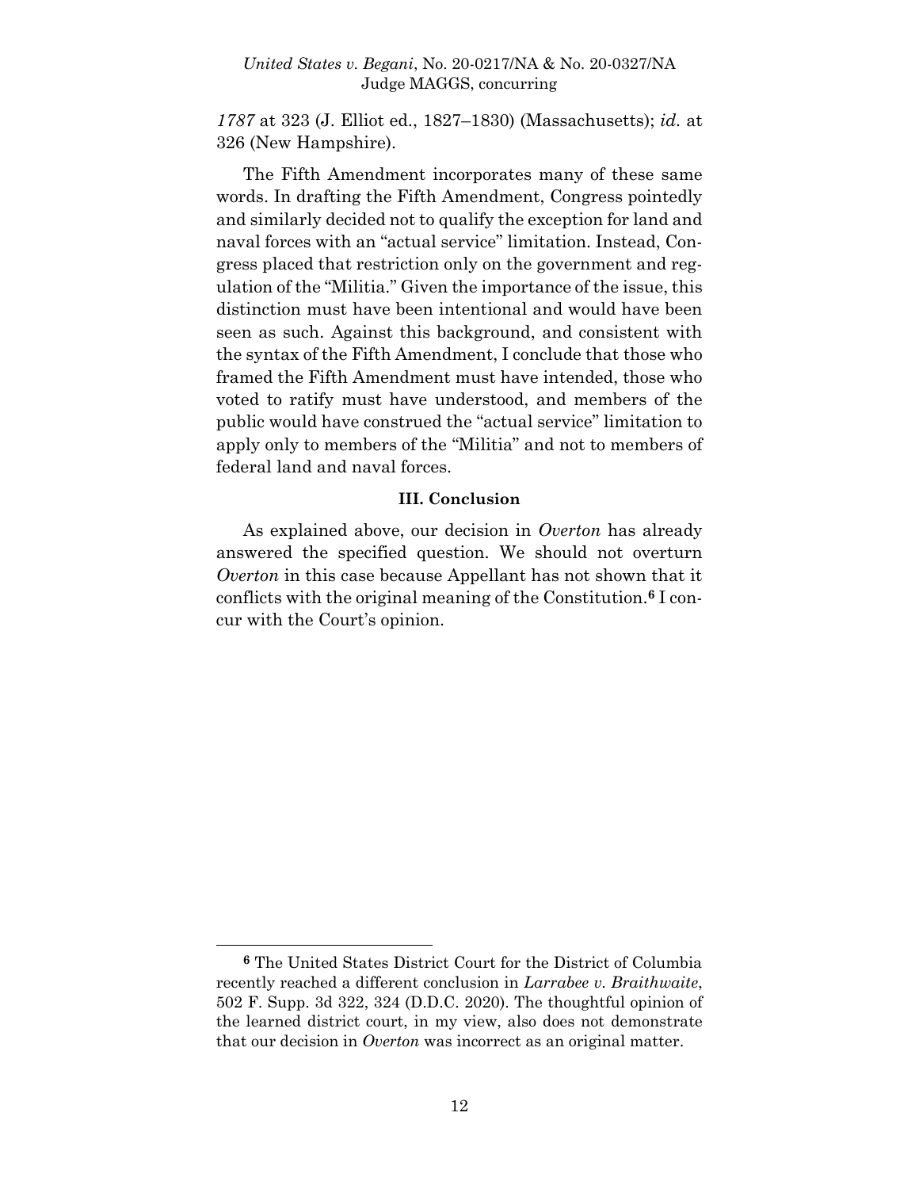*1787* at 323 (J. Elliot ed., 1827–1830) (Massachusetts); *id.* at 326 (New Hampshire).

The Fifth Amendment incorporates many of these same words. In drafting the Fifth Amendment, Congress pointedly and similarly decided not to qualify the exception for land and naval forces with an "actual service" limitation. Instead, Congress placed that restriction only on the government and regulation of the "Militia." Given the importance of the issue, this distinction must have been intentional and would have been seen as such. Against this background, and consistent with the syntax of the Fifth Amendment, I conclude that those who framed the Fifth Amendment must have intended, those who voted to ratify must have understood, and members of the public would have construed the "actual service" limitation to apply only to members of the "Militia" and not to members of federal land and naval forces.

### III. Conclusion

As explained above, our decision in *Overton* has already answered the specified question. We should not overturn *Overton* in this case because Appellant has not shown that it conflicts with the original meaning of the Constitution.[6] I concur with the Court's opinion.

---

[6] The United States District Court for the District of Columbia recently reached a different conclusion in *Larrabee v. Braithwaite*, 502 F. Supp. 3d 322, 324 (D.D.C. 2020). The thoughtful opinion of the learned district court, in my view, also does not demonstrate that our decision in *Overton* was incorrect as an original matter.